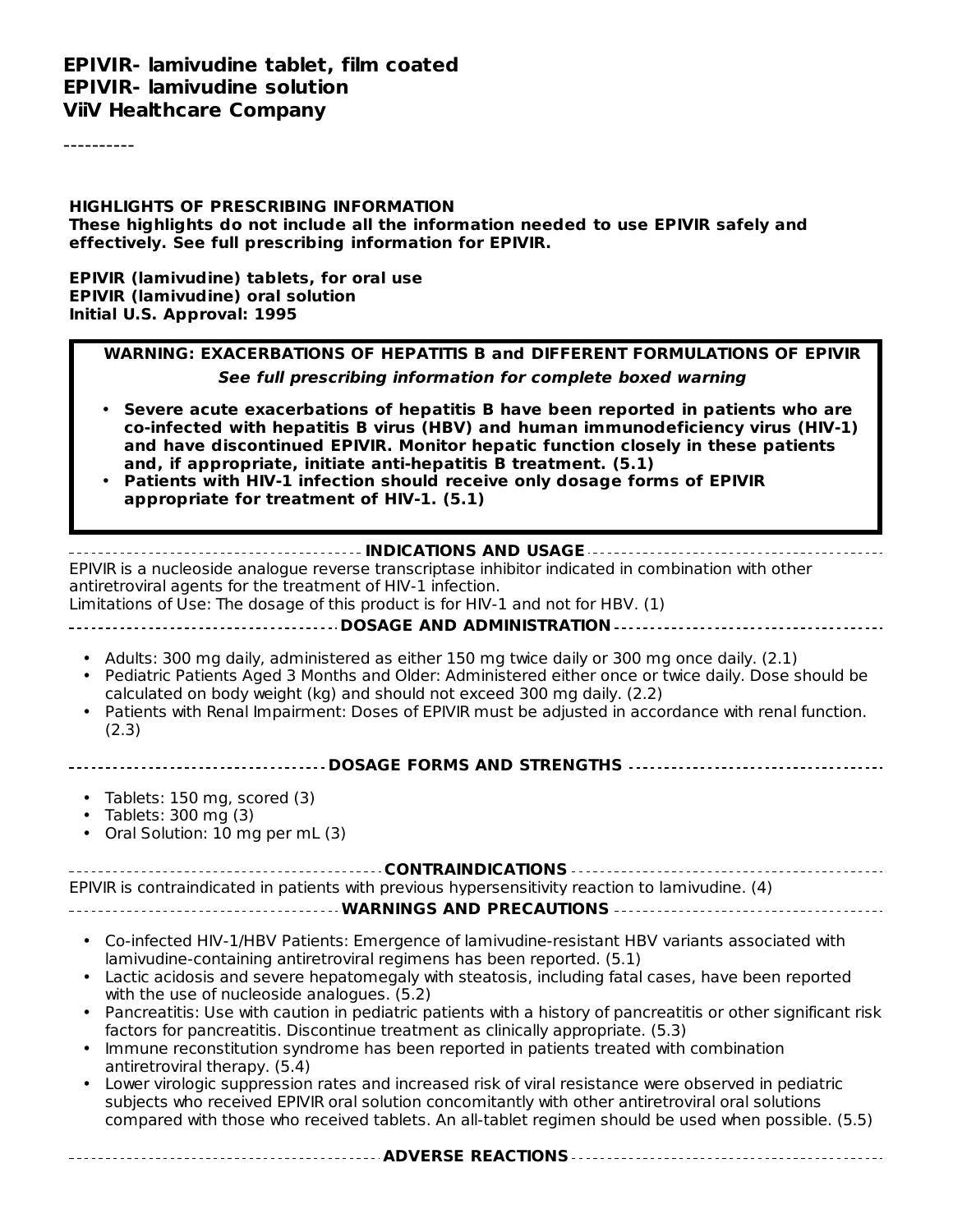**EPIVIR- lamivudine tablet, film coated**
**EPIVIR- lamivudine solution**
**ViiV Healthcare Company**

----------

**HIGHLIGHTS OF PRESCRIBING INFORMATION**
**These highlights do not include all the information needed to use EPIVIR safely and effectively. See full prescribing information for EPIVIR.**

**EPIVIR (lamivudine) tablets, for oral use**
**EPIVIR (lamivudine) oral solution**
**Initial U.S. Approval: 1995**

**WARNING: EXACERBATIONS OF HEPATITIS B and DIFFERENT FORMULATIONS OF EPIVIR**

***See full prescribing information for complete boxed warning***

- **Severe acute exacerbations of hepatitis B have been reported in patients who are co-infected with hepatitis B virus (HBV) and human immunodeficiency virus (HIV-1) and have discontinued EPIVIR. Monitor hepatic function closely in these patients and, if appropriate, initiate anti-hepatitis B treatment. (5.1)**
- **Patients with HIV-1 infection should receive only dosage forms of EPIVIR appropriate for treatment of HIV-1. (5.1)**

**INDICATIONS AND USAGE**

EPIVIR is a nucleoside analogue reverse transcriptase inhibitor indicated in combination with other antiretroviral agents for the treatment of HIV-1 infection.
Limitations of Use: The dosage of this product is for HIV-1 and not for HBV. (1)

**DOSAGE AND ADMINISTRATION**

- Adults: 300 mg daily, administered as either 150 mg twice daily or 300 mg once daily. (2.1)
- Pediatric Patients Aged 3 Months and Older: Administered either once or twice daily. Dose should be calculated on body weight (kg) and should not exceed 300 mg daily. (2.2)
- Patients with Renal Impairment: Doses of EPIVIR must be adjusted in accordance with renal function. (2.3)

**DOSAGE FORMS AND STRENGTHS**

- Tablets: 150 mg, scored (3)
- Tablets: 300 mg (3)
- Oral Solution: 10 mg per mL (3)

**CONTRAINDICATIONS**

EPIVIR is contraindicated in patients with previous hypersensitivity reaction to lamivudine. (4)

**WARNINGS AND PRECAUTIONS**

- Co-infected HIV-1/HBV Patients: Emergence of lamivudine-resistant HBV variants associated with lamivudine-containing antiretroviral regimens has been reported. (5.1)
- Lactic acidosis and severe hepatomegaly with steatosis, including fatal cases, have been reported with the use of nucleoside analogues. (5.2)
- Pancreatitis: Use with caution in pediatric patients with a history of pancreatitis or other significant risk factors for pancreatitis. Discontinue treatment as clinically appropriate. (5.3)
- Immune reconstitution syndrome has been reported in patients treated with combination antiretroviral therapy. (5.4)
- Lower virologic suppression rates and increased risk of viral resistance were observed in pediatric subjects who received EPIVIR oral solution concomitantly with other antiretroviral oral solutions compared with those who received tablets. An all-tablet regimen should be used when possible. (5.5)

**ADVERSE REACTIONS**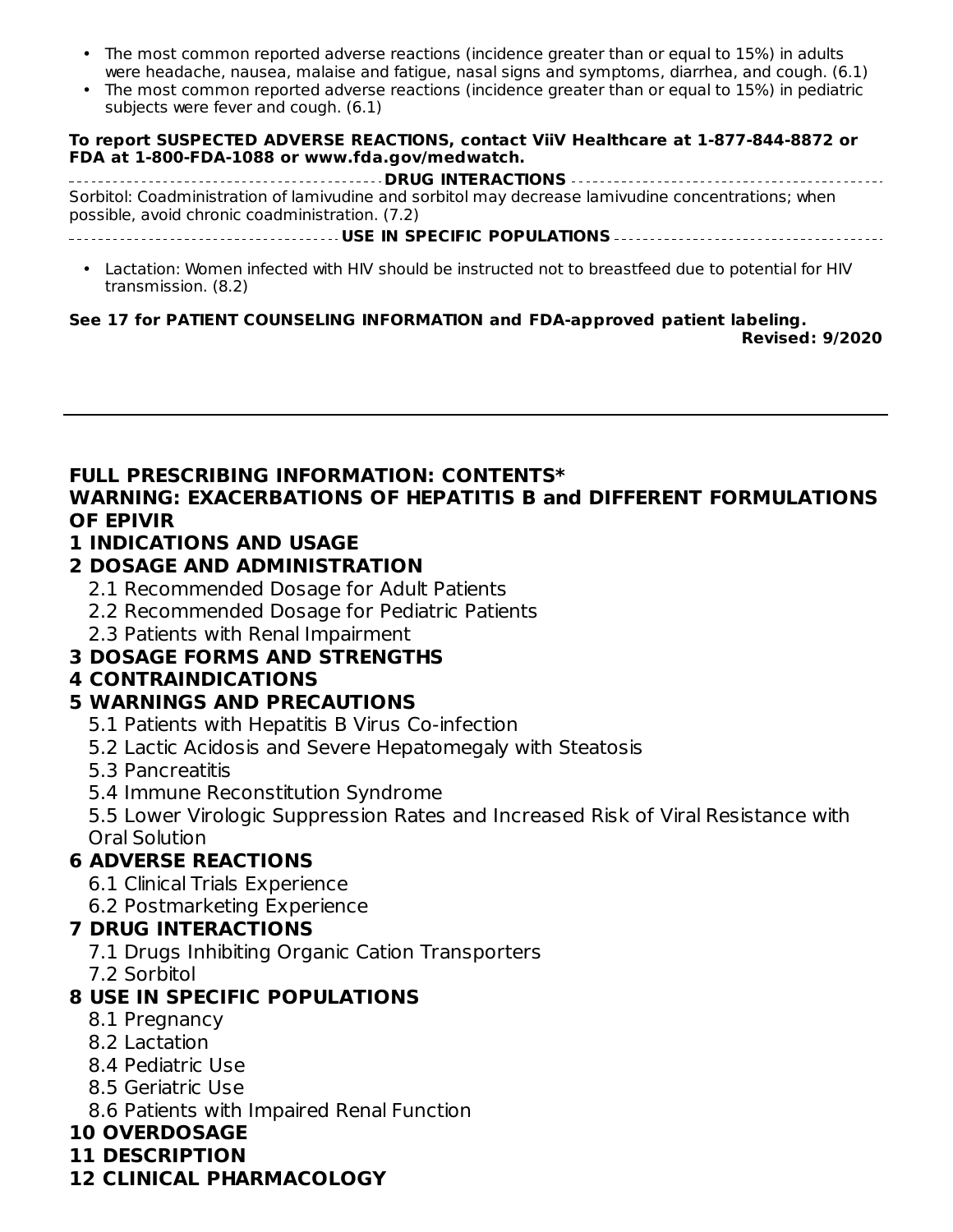- The most common reported adverse reactions (incidence greater than or equal to 15%) in adults were headache, nausea, malaise and fatigue, nasal signs and symptoms, diarrhea, and cough. (6.1)
- The most common reported adverse reactions (incidence greater than or equal to 15%) in pediatric subjects were fever and cough. (6.1)

**To report SUSPECTED ADVERSE REACTIONS, contact ViiV Healthcare at 1-877-844-8872 or FDA at 1-800-FDA-1088 or www.fda.gov/medwatch.**

**DRUG INTERACTIONS**

Sorbitol: Coadministration of lamivudine and sorbitol may decrease lamivudine concentrations; when possible, avoid chronic coadministration. (7.2)

**USE IN SPECIFIC POPULATIONS**

- Lactation: Women infected with HIV should be instructed not to breastfeed due to potential for HIV transmission. (8.2)

**See 17 for PATIENT COUNSELING INFORMATION and FDA-approved patient labeling.**

**Revised: 9/2020**

---

## FULL PRESCRIBING INFORMATION: CONTENTS*

**WARNING: EXACERBATIONS OF HEPATITIS B and DIFFERENT FORMULATIONS OF EPIVIR**

**1 INDICATIONS AND USAGE**

**2 DOSAGE AND ADMINISTRATION**

- 2.1 Recommended Dosage for Adult Patients
- 2.2 Recommended Dosage for Pediatric Patients
- 2.3 Patients with Renal Impairment

**3 DOSAGE FORMS AND STRENGTHS**

**4 CONTRAINDICATIONS**

**5 WARNINGS AND PRECAUTIONS**

- 5.1 Patients with Hepatitis B Virus Co-infection
- 5.2 Lactic Acidosis and Severe Hepatomegaly with Steatosis
- 5.3 Pancreatitis
- 5.4 Immune Reconstitution Syndrome
- 5.5 Lower Virologic Suppression Rates and Increased Risk of Viral Resistance with Oral Solution

**6 ADVERSE REACTIONS**

- 6.1 Clinical Trials Experience
- 6.2 Postmarketing Experience

**7 DRUG INTERACTIONS**

- 7.1 Drugs Inhibiting Organic Cation Transporters
- 7.2 Sorbitol

**8 USE IN SPECIFIC POPULATIONS**

- 8.1 Pregnancy
- 8.2 Lactation
- 8.4 Pediatric Use
- 8.5 Geriatric Use
- 8.6 Patients with Impaired Renal Function

**10 OVERDOSAGE**

**11 DESCRIPTION**

**12 CLINICAL PHARMACOLOGY**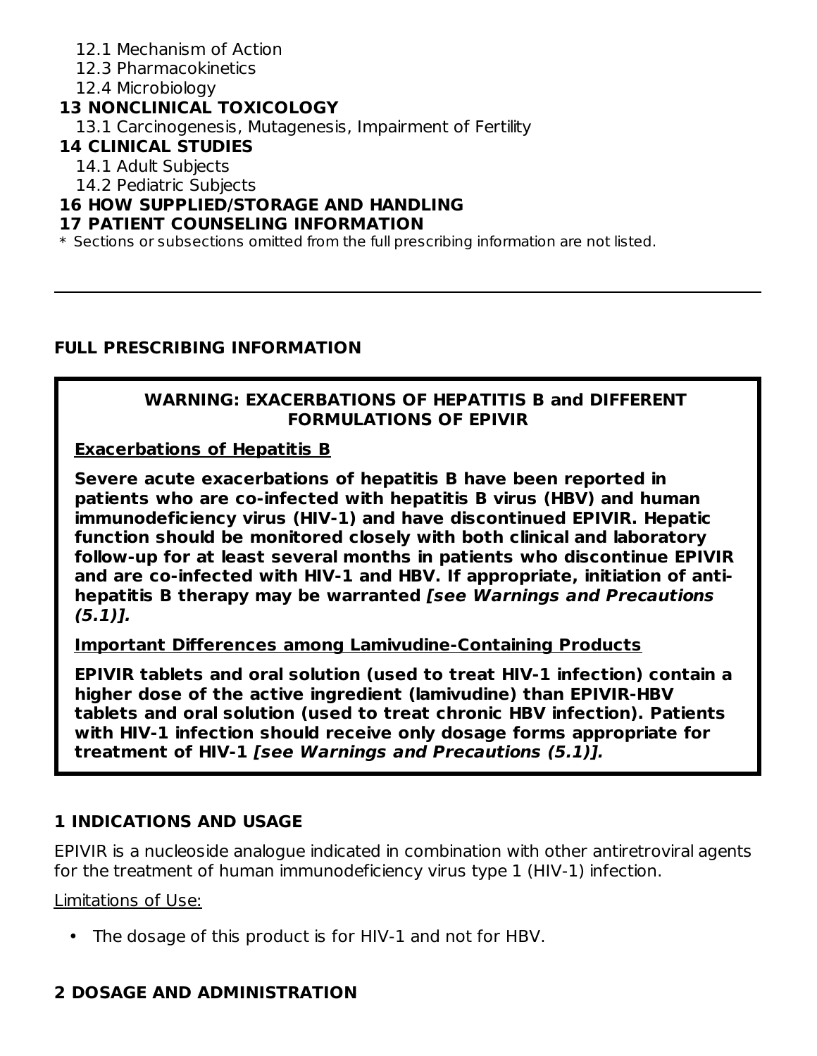12.1 Mechanism of Action
12.3 Pharmacokinetics
12.4 Microbiology

**13 NONCLINICAL TOXICOLOGY**

13.1 Carcinogenesis, Mutagenesis, Impairment of Fertility

**14 CLINICAL STUDIES**

14.1 Adult Subjects
14.2 Pediatric Subjects

**16 HOW SUPPLIED/STORAGE AND HANDLING**

**17 PATIENT COUNSELING INFORMATION**

* Sections or subsections omitted from the full prescribing information are not listed.

---

## FULL PRESCRIBING INFORMATION

> **WARNING: EXACERBATIONS OF HEPATITIS B and DIFFERENT FORMULATIONS OF EPIVIR**
>
> **Exacerbations of Hepatitis B**
>
> **Severe acute exacerbations of hepatitis B have been reported in patients who are co-infected with hepatitis B virus (HBV) and human immunodeficiency virus (HIV-1) and have discontinued EPIVIR. Hepatic function should be monitored closely with both clinical and laboratory follow-up for at least several months in patients who discontinue EPIVIR and are co-infected with HIV-1 and HBV. If appropriate, initiation of anti-hepatitis B therapy may be warranted *[see Warnings and Precautions (5.1)].***
>
> **Important Differences among Lamivudine-Containing Products**
>
> **EPIVIR tablets and oral solution (used to treat HIV-1 infection) contain a higher dose of the active ingredient (lamivudine) than EPIVIR-HBV tablets and oral solution (used to treat chronic HBV infection). Patients with HIV-1 infection should receive only dosage forms appropriate for treatment of HIV-1 *[see Warnings and Precautions (5.1)].***

## 1 INDICATIONS AND USAGE

EPIVIR is a nucleoside analogue indicated in combination with other antiretroviral agents for the treatment of human immunodeficiency virus type 1 (HIV-1) infection.

Limitations of Use:

- The dosage of this product is for HIV-1 and not for HBV.

## 2 DOSAGE AND ADMINISTRATION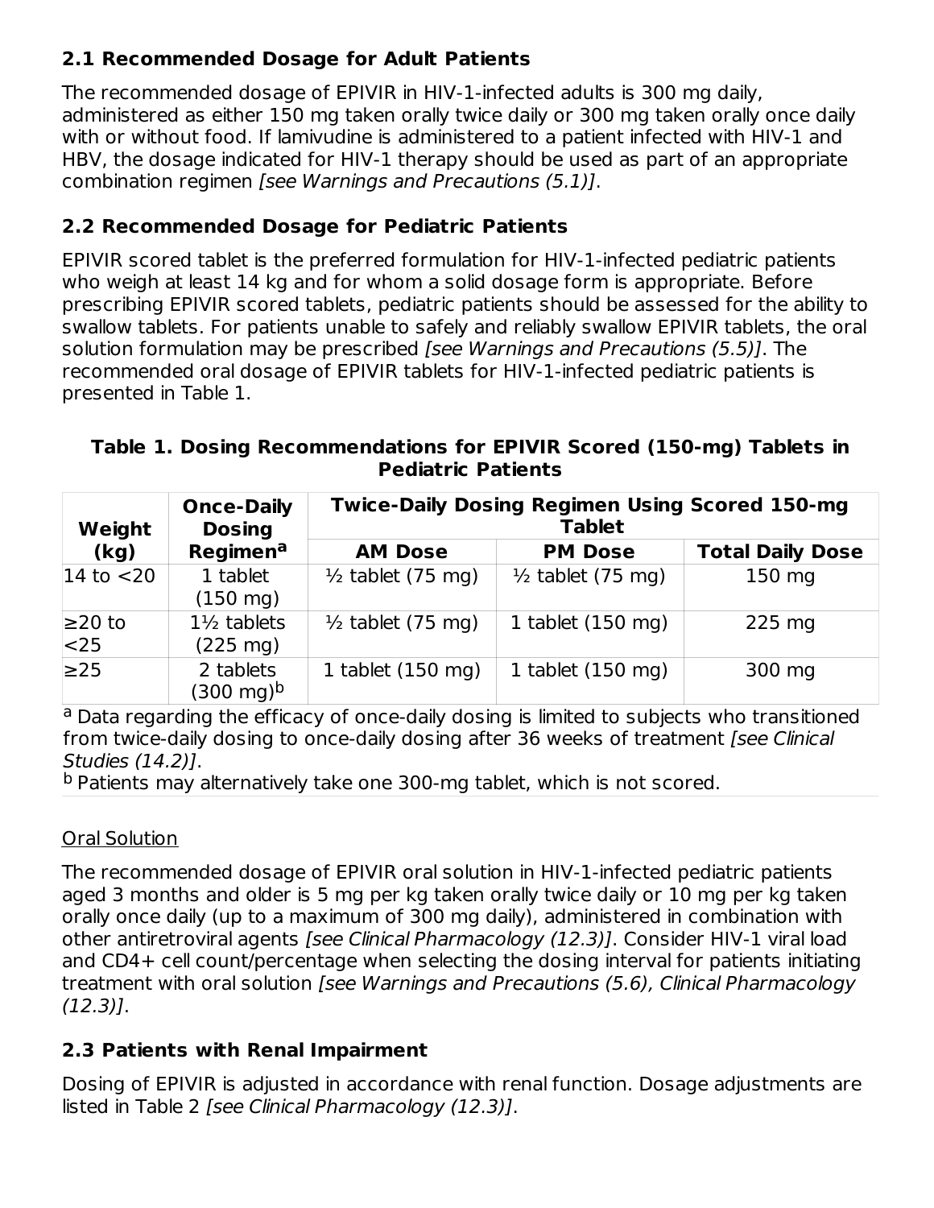## 2.1 Recommended Dosage for Adult Patients

The recommended dosage of EPIVIR in HIV-1-infected adults is 300 mg daily, administered as either 150 mg taken orally twice daily or 300 mg taken orally once daily with or without food. If lamivudine is administered to a patient infected with HIV-1 and HBV, the dosage indicated for HIV-1 therapy should be used as part of an appropriate combination regimen *[see Warnings and Precautions (5.1)]*.

## 2.2 Recommended Dosage for Pediatric Patients

EPIVIR scored tablet is the preferred formulation for HIV-1-infected pediatric patients who weigh at least 14 kg and for whom a solid dosage form is appropriate. Before prescribing EPIVIR scored tablets, pediatric patients should be assessed for the ability to swallow tablets. For patients unable to safely and reliably swallow EPIVIR tablets, the oral solution formulation may be prescribed *[see Warnings and Precautions (5.5)]*. The recommended oral dosage of EPIVIR tablets for HIV-1-infected pediatric patients is presented in Table 1.

**Table 1. Dosing Recommendations for EPIVIR Scored (150-mg) Tablets in Pediatric Patients**

| Weight (kg) | Once-Daily Dosing Regimen[a] | Twice-Daily Dosing Regimen Using Scored 150-mg Tablet | | |
|---|---|---|---|---|
| | | AM Dose | PM Dose | Total Daily Dose |
| 14 to <20 | 1 tablet (150 mg) | ½ tablet (75 mg) | ½ tablet (75 mg) | 150 mg |
| ≥20 to <25 | 1½ tablets (225 mg) | ½ tablet (75 mg) | 1 tablet (150 mg) | 225 mg |
| ≥25 | 2 tablets (300 mg)[b] | 1 tablet (150 mg) | 1 tablet (150 mg) | 300 mg |

[a] Data regarding the efficacy of once-daily dosing is limited to subjects who transitioned from twice-daily dosing to once-daily dosing after 36 weeks of treatment *[see Clinical Studies (14.2)]*.

[b] Patients may alternatively take one 300-mg tablet, which is not scored.

<u>Oral Solution</u>

The recommended dosage of EPIVIR oral solution in HIV-1-infected pediatric patients aged 3 months and older is 5 mg per kg taken orally twice daily or 10 mg per kg taken orally once daily (up to a maximum of 300 mg daily), administered in combination with other antiretroviral agents *[see Clinical Pharmacology (12.3)]*. Consider HIV-1 viral load and CD4+ cell count/percentage when selecting the dosing interval for patients initiating treatment with oral solution *[see Warnings and Precautions (5.6), Clinical Pharmacology (12.3)]*.

## 2.3 Patients with Renal Impairment

Dosing of EPIVIR is adjusted in accordance with renal function. Dosage adjustments are listed in Table 2 *[see Clinical Pharmacology (12.3)]*.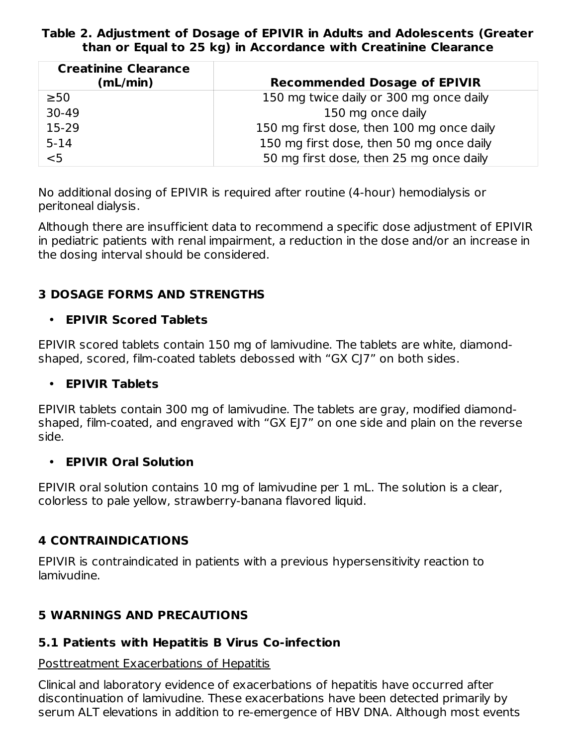**Table 2. Adjustment of Dosage of EPIVIR in Adults and Adolescents (Greater than or Equal to 25 kg) in Accordance with Creatinine Clearance**

| Creatinine Clearance (mL/min) | Recommended Dosage of EPIVIR |
| --- | --- |
| ≥50 | 150 mg twice daily or 300 mg once daily |
| 30-49 | 150 mg once daily |
| 15-29 | 150 mg first dose, then 100 mg once daily |
| 5-14 | 150 mg first dose, then 50 mg once daily |
| <5 | 50 mg first dose, then 25 mg once daily |

No additional dosing of EPIVIR is required after routine (4-hour) hemodialysis or peritoneal dialysis.

Although there are insufficient data to recommend a specific dose adjustment of EPIVIR in pediatric patients with renal impairment, a reduction in the dose and/or an increase in the dosing interval should be considered.

## 3 DOSAGE FORMS AND STRENGTHS

- **EPIVIR Scored Tablets**

EPIVIR scored tablets contain 150 mg of lamivudine. The tablets are white, diamond-shaped, scored, film-coated tablets debossed with “GX CJ7” on both sides.

- **EPIVIR Tablets**

EPIVIR tablets contain 300 mg of lamivudine. The tablets are gray, modified diamond-shaped, film-coated, and engraved with “GX EJ7” on one side and plain on the reverse side.

- **EPIVIR Oral Solution**

EPIVIR oral solution contains 10 mg of lamivudine per 1 mL. The solution is a clear, colorless to pale yellow, strawberry-banana flavored liquid.

## 4 CONTRAINDICATIONS

EPIVIR is contraindicated in patients with a previous hypersensitivity reaction to lamivudine.

## 5 WARNINGS AND PRECAUTIONS

### 5.1 Patients with Hepatitis B Virus Co-infection

Posttreatment Exacerbations of Hepatitis

Clinical and laboratory evidence of exacerbations of hepatitis have occurred after discontinuation of lamivudine. These exacerbations have been detected primarily by serum ALT elevations in addition to re-emergence of HBV DNA. Although most events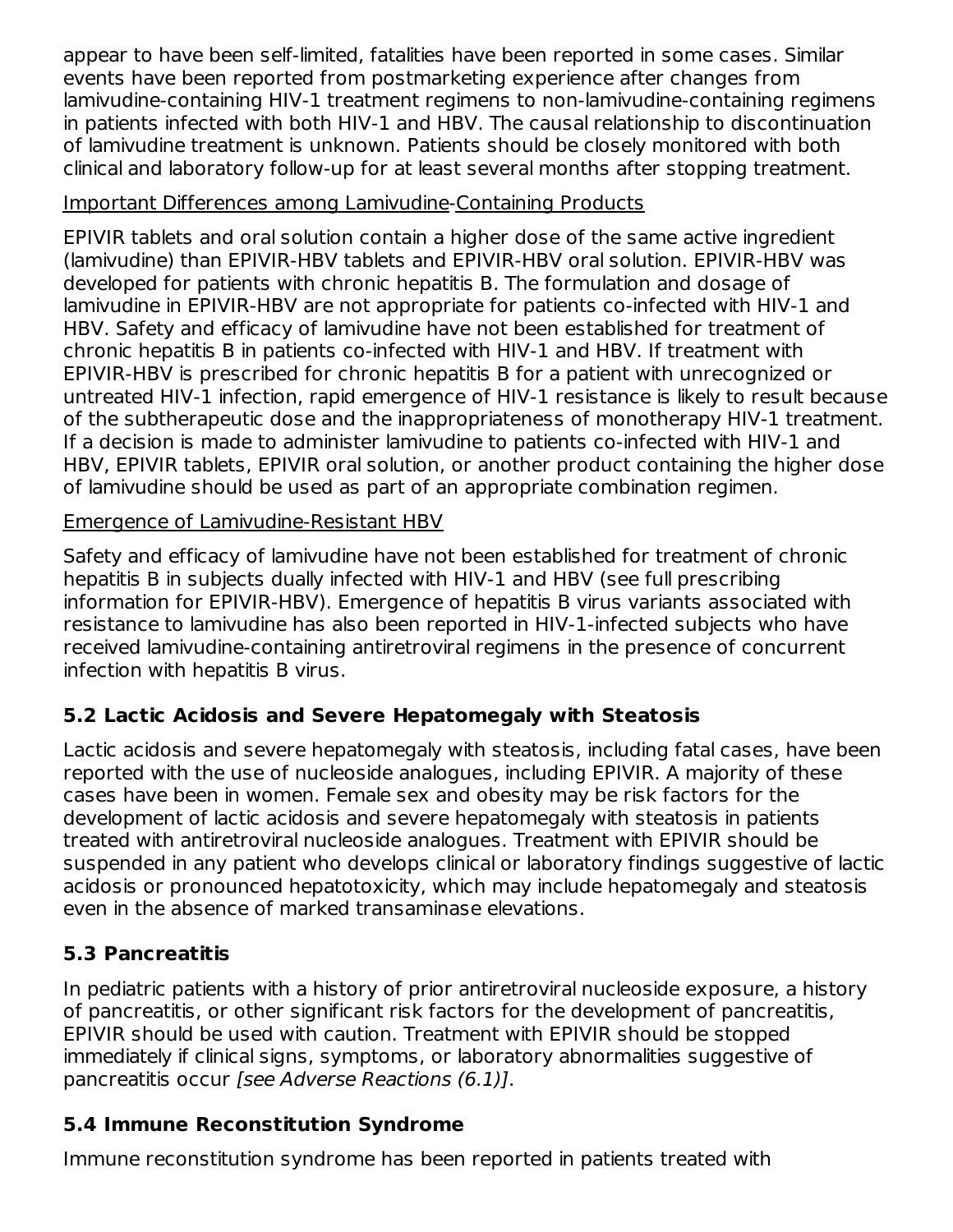appear to have been self-limited, fatalities have been reported in some cases. Similar events have been reported from postmarketing experience after changes from lamivudine-containing HIV-1 treatment regimens to non-lamivudine-containing regimens in patients infected with both HIV-1 and HBV. The causal relationship to discontinuation of lamivudine treatment is unknown. Patients should be closely monitored with both clinical and laboratory follow-up for at least several months after stopping treatment.

Important Differences among Lamivudine-Containing Products

EPIVIR tablets and oral solution contain a higher dose of the same active ingredient (lamivudine) than EPIVIR-HBV tablets and EPIVIR-HBV oral solution. EPIVIR-HBV was developed for patients with chronic hepatitis B. The formulation and dosage of lamivudine in EPIVIR-HBV are not appropriate for patients co-infected with HIV-1 and HBV. Safety and efficacy of lamivudine have not been established for treatment of chronic hepatitis B in patients co-infected with HIV-1 and HBV. If treatment with EPIVIR-HBV is prescribed for chronic hepatitis B for a patient with unrecognized or untreated HIV-1 infection, rapid emergence of HIV-1 resistance is likely to result because of the subtherapeutic dose and the inappropriateness of monotherapy HIV-1 treatment. If a decision is made to administer lamivudine to patients co-infected with HIV-1 and HBV, EPIVIR tablets, EPIVIR oral solution, or another product containing the higher dose of lamivudine should be used as part of an appropriate combination regimen.

Emergence of Lamivudine-Resistant HBV

Safety and efficacy of lamivudine have not been established for treatment of chronic hepatitis B in subjects dually infected with HIV-1 and HBV (see full prescribing information for EPIVIR-HBV). Emergence of hepatitis B virus variants associated with resistance to lamivudine has also been reported in HIV-1-infected subjects who have received lamivudine-containing antiretroviral regimens in the presence of concurrent infection with hepatitis B virus.

### 5.2 Lactic Acidosis and Severe Hepatomegaly with Steatosis

Lactic acidosis and severe hepatomegaly with steatosis, including fatal cases, have been reported with the use of nucleoside analogues, including EPIVIR. A majority of these cases have been in women. Female sex and obesity may be risk factors for the development of lactic acidosis and severe hepatomegaly with steatosis in patients treated with antiretroviral nucleoside analogues. Treatment with EPIVIR should be suspended in any patient who develops clinical or laboratory findings suggestive of lactic acidosis or pronounced hepatotoxicity, which may include hepatomegaly and steatosis even in the absence of marked transaminase elevations.

### 5.3 Pancreatitis

In pediatric patients with a history of prior antiretroviral nucleoside exposure, a history of pancreatitis, or other significant risk factors for the development of pancreatitis, EPIVIR should be used with caution. Treatment with EPIVIR should be stopped immediately if clinical signs, symptoms, or laboratory abnormalities suggestive of pancreatitis occur *[see Adverse Reactions (6.1)]*.

### 5.4 Immune Reconstitution Syndrome

Immune reconstitution syndrome has been reported in patients treated with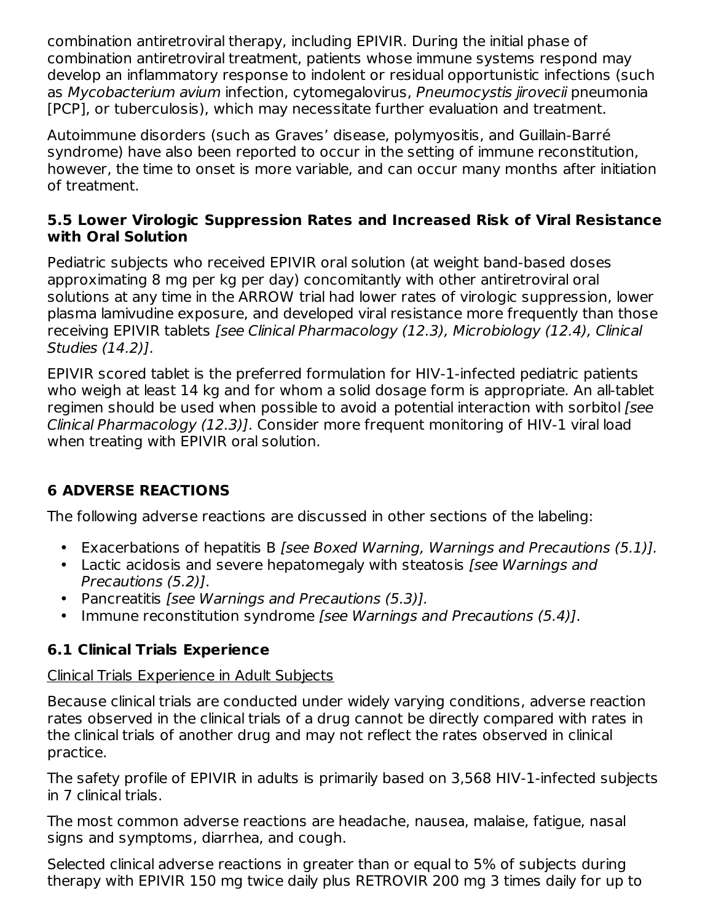combination antiretroviral therapy, including EPIVIR. During the initial phase of combination antiretroviral treatment, patients whose immune systems respond may develop an inflammatory response to indolent or residual opportunistic infections (such as *Mycobacterium avium* infection, cytomegalovirus, *Pneumocystis jirovecii* pneumonia [PCP], or tuberculosis), which may necessitate further evaluation and treatment.

Autoimmune disorders (such as Graves' disease, polymyositis, and Guillain-Barré syndrome) have also been reported to occur in the setting of immune reconstitution, however, the time to onset is more variable, and can occur many months after initiation of treatment.

### 5.5 Lower Virologic Suppression Rates and Increased Risk of Viral Resistance with Oral Solution

Pediatric subjects who received EPIVIR oral solution (at weight band-based doses approximating 8 mg per kg per day) concomitantly with other antiretroviral oral solutions at any time in the ARROW trial had lower rates of virologic suppression, lower plasma lamivudine exposure, and developed viral resistance more frequently than those receiving EPIVIR tablets *[see Clinical Pharmacology (12.3), Microbiology (12.4), Clinical Studies (14.2)]*.

EPIVIR scored tablet is the preferred formulation for HIV-1-infected pediatric patients who weigh at least 14 kg and for whom a solid dosage form is appropriate. An all-tablet regimen should be used when possible to avoid a potential interaction with sorbitol *[see Clinical Pharmacology (12.3)]*. Consider more frequent monitoring of HIV-1 viral load when treating with EPIVIR oral solution.

## 6 ADVERSE REACTIONS

The following adverse reactions are discussed in other sections of the labeling:

- Exacerbations of hepatitis B *[see Boxed Warning, Warnings and Precautions (5.1)].*
- Lactic acidosis and severe hepatomegaly with steatosis *[see Warnings and Precautions (5.2)]*.
- Pancreatitis *[see Warnings and Precautions (5.3)].*
- Immune reconstitution syndrome *[see Warnings and Precautions (5.4)]*.

### 6.1 Clinical Trials Experience

Clinical Trials Experience in Adult Subjects

Because clinical trials are conducted under widely varying conditions, adverse reaction rates observed in the clinical trials of a drug cannot be directly compared with rates in the clinical trials of another drug and may not reflect the rates observed in clinical practice.

The safety profile of EPIVIR in adults is primarily based on 3,568 HIV-1-infected subjects in 7 clinical trials.

The most common adverse reactions are headache, nausea, malaise, fatigue, nasal signs and symptoms, diarrhea, and cough.

Selected clinical adverse reactions in greater than or equal to 5% of subjects during therapy with EPIVIR 150 mg twice daily plus RETROVIR 200 mg 3 times daily for up to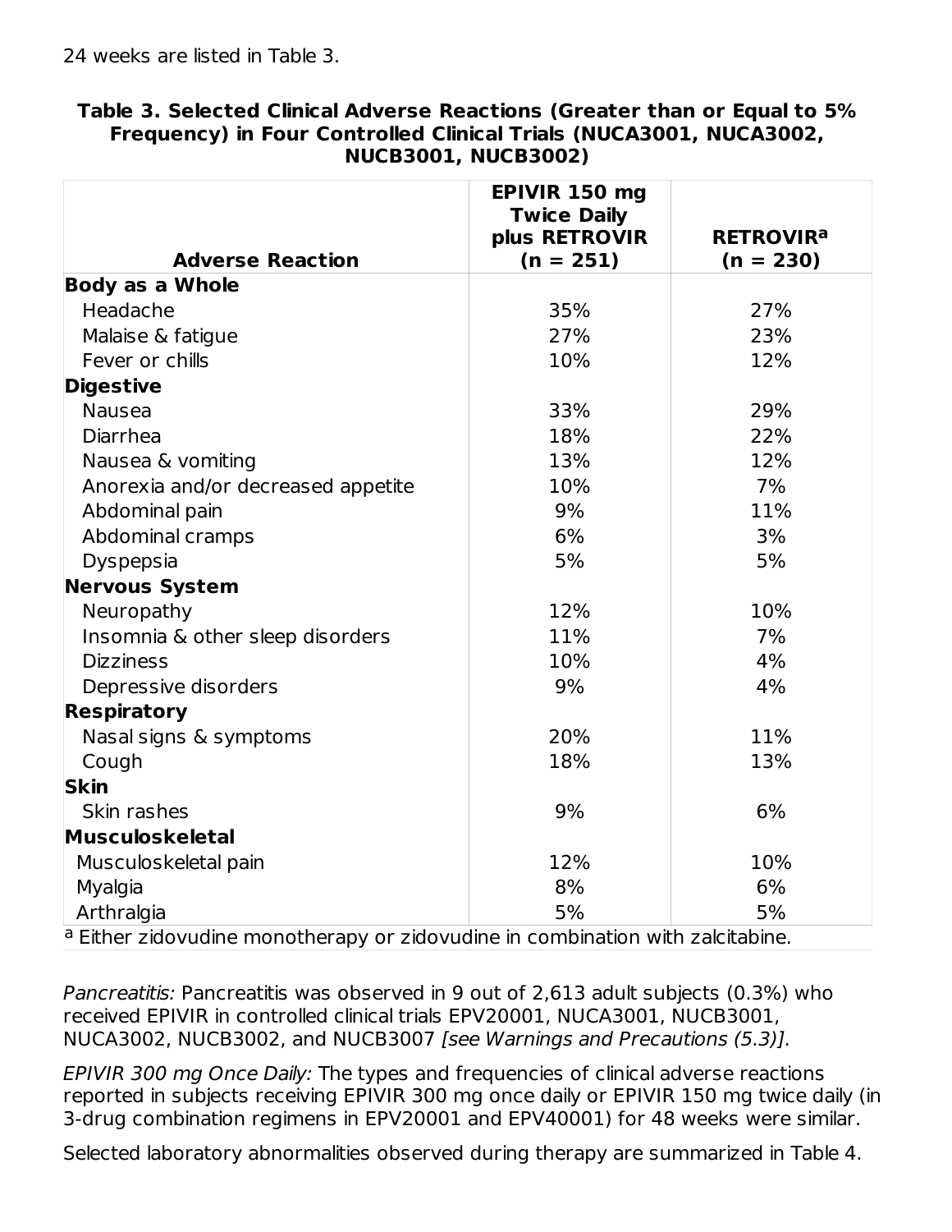24 weeks are listed in Table 3.

**Table 3. Selected Clinical Adverse Reactions (Greater than or Equal to 5% Frequency) in Four Controlled Clinical Trials (NUCA3001, NUCA3002, NUCB3001, NUCB3002)**

| Adverse Reaction | EPIVIR 150 mg Twice Daily plus RETROVIR (n = 251) | RETROVIR[a] (n = 230) |
|---|---|---|
| **Body as a Whole** | | |
| Headache | 35% | 27% |
| Malaise & fatigue | 27% | 23% |
| Fever or chills | 10% | 12% |
| **Digestive** | | |
| Nausea | 33% | 29% |
| Diarrhea | 18% | 22% |
| Nausea & vomiting | 13% | 12% |
| Anorexia and/or decreased appetite | 10% | 7% |
| Abdominal pain | 9% | 11% |
| Abdominal cramps | 6% | 3% |
| Dyspepsia | 5% | 5% |
| **Nervous System** | | |
| Neuropathy | 12% | 10% |
| Insomnia & other sleep disorders | 11% | 7% |
| Dizziness | 10% | 4% |
| Depressive disorders | 9% | 4% |
| **Respiratory** | | |
| Nasal signs & symptoms | 20% | 11% |
| Cough | 18% | 13% |
| **Skin** | | |
| Skin rashes | 9% | 6% |
| **Musculoskeletal** | | |
| Musculoskeletal pain | 12% | 10% |
| Myalgia | 8% | 6% |
| Arthralgia | 5% | 5% |

[a] Either zidovudine monotherapy or zidovudine in combination with zalcitabine.

*Pancreatitis:* Pancreatitis was observed in 9 out of 2,613 adult subjects (0.3%) who received EPIVIR in controlled clinical trials EPV20001, NUCA3001, NUCB3001, NUCA3002, NUCB3002, and NUCB3007 *[see Warnings and Precautions (5.3)].*

*EPIVIR 300 mg Once Daily:* The types and frequencies of clinical adverse reactions reported in subjects receiving EPIVIR 300 mg once daily or EPIVIR 150 mg twice daily (in 3-drug combination regimens in EPV20001 and EPV40001) for 48 weeks were similar.

Selected laboratory abnormalities observed during therapy are summarized in Table 4.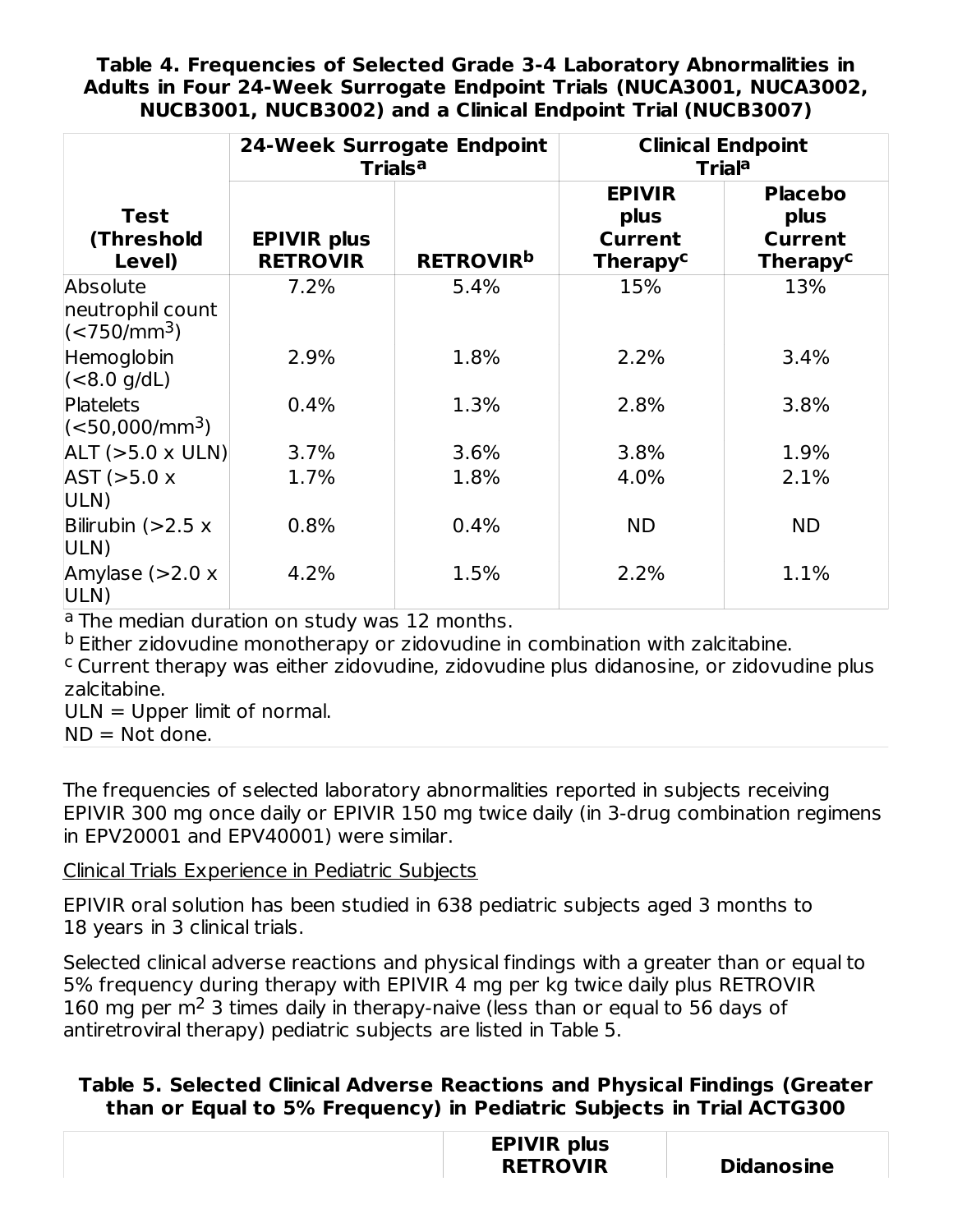**Table 4. Frequencies of Selected Grade 3-4 Laboratory Abnormalities in Adults in Four 24-Week Surrogate Endpoint Trials (NUCA3001, NUCA3002, NUCB3001, NUCB3002) and a Clinical Endpoint Trial (NUCB3007)**

| Test (Threshold Level) | 24-Week Surrogate Endpoint Trials[a] | | Clinical Endpoint Trial[a] | |
|---|---|---|---|---|
| | **EPIVIR plus RETROVIR** | **RETROVIR[b]** | **EPIVIR plus Current Therapy[c]** | **Placebo plus Current Therapy[c]** |
| Absolute neutrophil count ($<750/mm^3$) | 7.2% | 5.4% | 15% | 13% |
| Hemoglobin (<8.0 g/dL) | 2.9% | 1.8% | 2.2% | 3.4% |
| Platelets ($<50,000/mm^3$) | 0.4% | 1.3% | 2.8% | 3.8% |
| ALT (>5.0 x ULN) | 3.7% | 3.6% | 3.8% | 1.9% |
| AST (>5.0 x ULN) | 1.7% | 1.8% | 4.0% | 2.1% |
| Bilirubin (>2.5 x ULN) | 0.8% | 0.4% | ND | ND |
| Amylase (>2.0 x ULN) | 4.2% | 1.5% | 2.2% | 1.1% |

[a] The median duration on study was 12 months.
[b] Either zidovudine monotherapy or zidovudine in combination with zalcitabine.
[c] Current therapy was either zidovudine, zidovudine plus didanosine, or zidovudine plus zalcitabine.
ULN = Upper limit of normal.
ND = Not done.

The frequencies of selected laboratory abnormalities reported in subjects receiving EPIVIR 300 mg once daily or EPIVIR 150 mg twice daily (in 3-drug combination regimens in EPV20001 and EPV40001) were similar.

Clinical Trials Experience in Pediatric Subjects

EPIVIR oral solution has been studied in 638 pediatric subjects aged 3 months to 18 years in 3 clinical trials.

Selected clinical adverse reactions and physical findings with a greater than or equal to 5% frequency during therapy with EPIVIR 4 mg per kg twice daily plus RETROVIR 160 mg per $m^2$ 3 times daily in therapy-naive (less than or equal to 56 days of antiretroviral therapy) pediatric subjects are listed in Table 5.

**Table 5. Selected Clinical Adverse Reactions and Physical Findings (Greater than or Equal to 5% Frequency) in Pediatric Subjects in Trial ACTG300**

| | **EPIVIR plus RETROVIR** | **Didanosine** |
|---|---|---|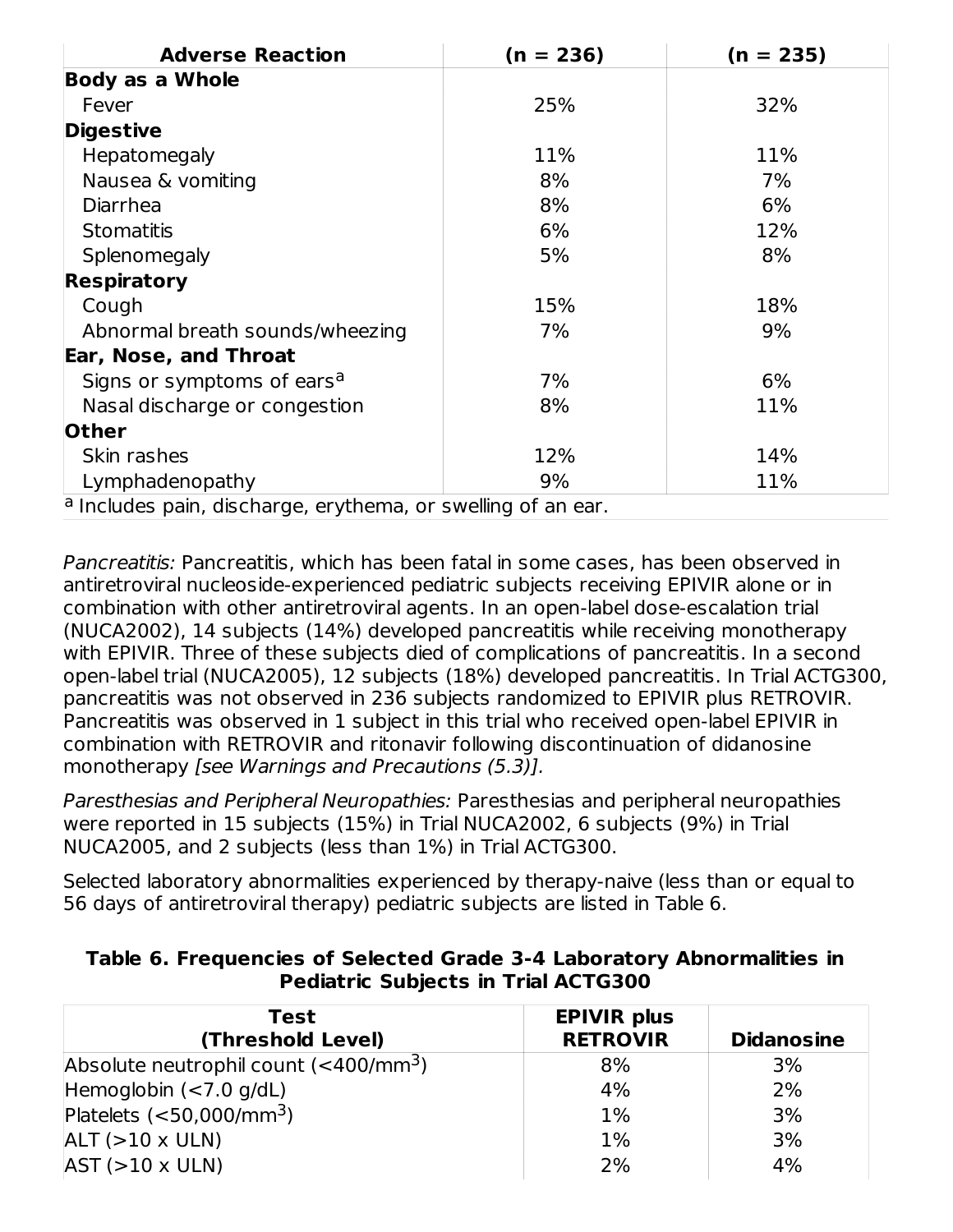| Adverse Reaction | (n = 236) | (n = 235) |
| --- | --- | --- |
| **Body as a Whole** | | |
| Fever | 25% | 32% |
| **Digestive** | | |
| Hepatomegaly | 11% | 11% |
| Nausea & vomiting | 8% | 7% |
| Diarrhea | 8% | 6% |
| Stomatitis | 6% | 12% |
| Splenomegaly | 5% | 8% |
| **Respiratory** | | |
| Cough | 15% | 18% |
| Abnormal breath sounds/wheezing | 7% | 9% |
| **Ear, Nose, and Throat** | | |
| Signs or symptoms of ears[a] | 7% | 6% |
| Nasal discharge or congestion | 8% | 11% |
| **Other** | | |
| Skin rashes | 12% | 14% |
| Lymphadenopathy | 9% | 11% |

[a] Includes pain, discharge, erythema, or swelling of an ear.

*Pancreatitis:* Pancreatitis, which has been fatal in some cases, has been observed in antiretroviral nucleoside-experienced pediatric subjects receiving EPIVIR alone or in combination with other antiretroviral agents. In an open-label dose-escalation trial (NUCA2002), 14 subjects (14%) developed pancreatitis while receiving monotherapy with EPIVIR. Three of these subjects died of complications of pancreatitis. In a second open-label trial (NUCA2005), 12 subjects (18%) developed pancreatitis. In Trial ACTG300, pancreatitis was not observed in 236 subjects randomized to EPIVIR plus RETROVIR. Pancreatitis was observed in 1 subject in this trial who received open-label EPIVIR in combination with RETROVIR and ritonavir following discontinuation of didanosine monotherapy *[see Warnings and Precautions (5.3)].*

*Paresthesias and Peripheral Neuropathies:* Paresthesias and peripheral neuropathies were reported in 15 subjects (15%) in Trial NUCA2002, 6 subjects (9%) in Trial NUCA2005, and 2 subjects (less than 1%) in Trial ACTG300.

Selected laboratory abnormalities experienced by therapy-naive (less than or equal to 56 days of antiretroviral therapy) pediatric subjects are listed in Table 6.

**Table 6. Frequencies of Selected Grade 3-4 Laboratory Abnormalities in Pediatric Subjects in Trial ACTG300**

| Test (Threshold Level) | EPIVIR plus RETROVIR | Didanosine |
| --- | --- | --- |
| Absolute neutrophil count ($<400/mm^3$) | 8% | 3% |
| Hemoglobin (<7.0 g/dL) | 4% | 2% |
| Platelets ($<50,000/mm^3$) | 1% | 3% |
| ALT (>10 x ULN) | 1% | 3% |
| AST (>10 x ULN) | 2% | 4% |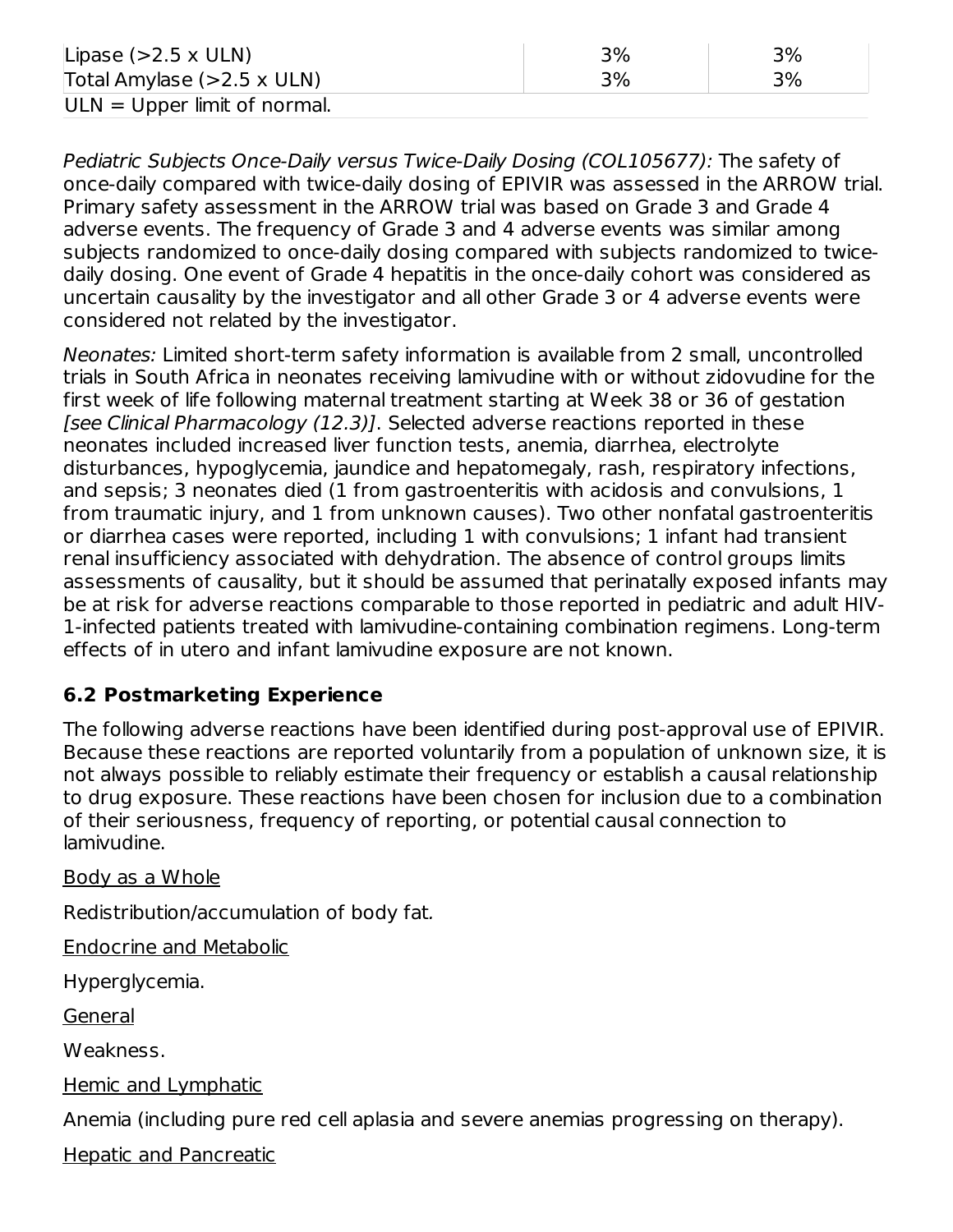| | | |
|---|---|---|
| Lipase (>2.5 x ULN) | 3% | 3% |
| Total Amylase (>2.5 x ULN) | 3% | 3% |

ULN = Upper limit of normal.

*Pediatric Subjects Once-Daily versus Twice-Daily Dosing (COL105677):* The safety of once-daily compared with twice-daily dosing of EPIVIR was assessed in the ARROW trial. Primary safety assessment in the ARROW trial was based on Grade 3 and Grade 4 adverse events. The frequency of Grade 3 and 4 adverse events was similar among subjects randomized to once-daily dosing compared with subjects randomized to twice-daily dosing. One event of Grade 4 hepatitis in the once-daily cohort was considered as uncertain causality by the investigator and all other Grade 3 or 4 adverse events were considered not related by the investigator.

*Neonates:* Limited short-term safety information is available from 2 small, uncontrolled trials in South Africa in neonates receiving lamivudine with or without zidovudine for the first week of life following maternal treatment starting at Week 38 or 36 of gestation *[see Clinical Pharmacology (12.3)]*. Selected adverse reactions reported in these neonates included increased liver function tests, anemia, diarrhea, electrolyte disturbances, hypoglycemia, jaundice and hepatomegaly, rash, respiratory infections, and sepsis; 3 neonates died (1 from gastroenteritis with acidosis and convulsions, 1 from traumatic injury, and 1 from unknown causes). Two other nonfatal gastroenteritis or diarrhea cases were reported, including 1 with convulsions; 1 infant had transient renal insufficiency associated with dehydration. The absence of control groups limits assessments of causality, but it should be assumed that perinatally exposed infants may be at risk for adverse reactions comparable to those reported in pediatric and adult HIV-1-infected patients treated with lamivudine-containing combination regimens. Long-term effects of in utero and infant lamivudine exposure are not known.

## 6.2 Postmarketing Experience

The following adverse reactions have been identified during post-approval use of EPIVIR. Because these reactions are reported voluntarily from a population of unknown size, it is not always possible to reliably estimate their frequency or establish a causal relationship to drug exposure. These reactions have been chosen for inclusion due to a combination of their seriousness, frequency of reporting, or potential causal connection to lamivudine.

Body as a Whole

Redistribution/accumulation of body fat.

Endocrine and Metabolic

Hyperglycemia.

General

Weakness.

Hemic and Lymphatic

Anemia (including pure red cell aplasia and severe anemias progressing on therapy).

Hepatic and Pancreatic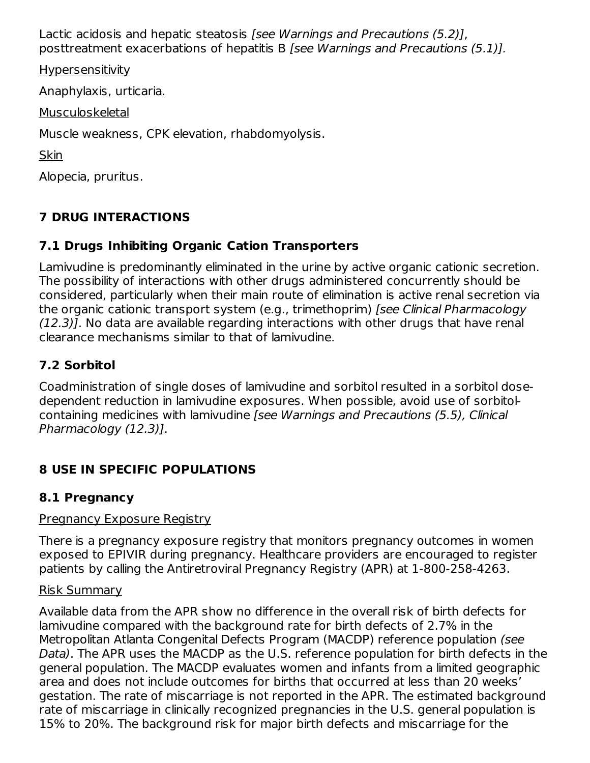Lactic acidosis and hepatic steatosis *[see Warnings and Precautions (5.2)]*, posttreatment exacerbations of hepatitis B *[see Warnings and Precautions (5.1)].*

Hypersensitivity

Anaphylaxis, urticaria.

Musculoskeletal

Muscle weakness, CPK elevation, rhabdomyolysis.

Skin

Alopecia, pruritus.

## 7 DRUG INTERACTIONS

### 7.1 Drugs Inhibiting Organic Cation Transporters

Lamivudine is predominantly eliminated in the urine by active organic cationic secretion. The possibility of interactions with other drugs administered concurrently should be considered, particularly when their main route of elimination is active renal secretion via the organic cationic transport system (e.g., trimethoprim) *[see Clinical Pharmacology (12.3)]*. No data are available regarding interactions with other drugs that have renal clearance mechanisms similar to that of lamivudine.

### 7.2 Sorbitol

Coadministration of single doses of lamivudine and sorbitol resulted in a sorbitol dose-dependent reduction in lamivudine exposures. When possible, avoid use of sorbitol-containing medicines with lamivudine *[see Warnings and Precautions (5.5), Clinical Pharmacology (12.3)]*.

## 8 USE IN SPECIFIC POPULATIONS

### 8.1 Pregnancy

Pregnancy Exposure Registry

There is a pregnancy exposure registry that monitors pregnancy outcomes in women exposed to EPIVIR during pregnancy. Healthcare providers are encouraged to register patients by calling the Antiretroviral Pregnancy Registry (APR) at 1-800-258-4263.

Risk Summary

Available data from the APR show no difference in the overall risk of birth defects for lamivudine compared with the background rate for birth defects of 2.7% in the Metropolitan Atlanta Congenital Defects Program (MACDP) reference population *(see Data)*. The APR uses the MACDP as the U.S. reference population for birth defects in the general population. The MACDP evaluates women and infants from a limited geographic area and does not include outcomes for births that occurred at less than 20 weeks' gestation. The rate of miscarriage is not reported in the APR. The estimated background rate of miscarriage in clinically recognized pregnancies in the U.S. general population is 15% to 20%. The background risk for major birth defects and miscarriage for the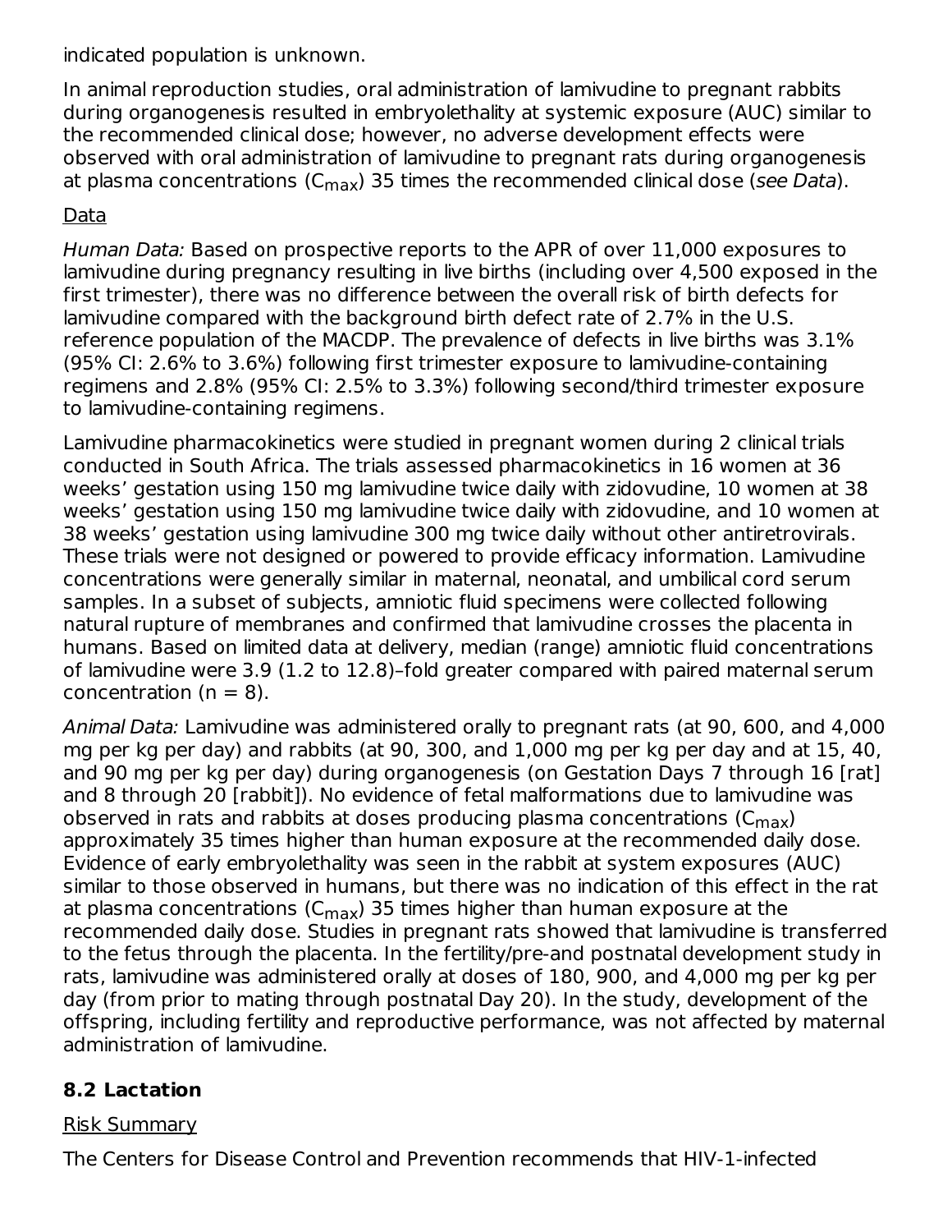indicated population is unknown.

In animal reproduction studies, oral administration of lamivudine to pregnant rabbits during organogenesis resulted in embryolethality at systemic exposure (AUC) similar to the recommended clinical dose; however, no adverse development effects were observed with oral administration of lamivudine to pregnant rats during organogenesis at plasma concentrations ($C_{max}$) 35 times the recommended clinical dose (*see Data*).

Data

*Human Data:* Based on prospective reports to the APR of over 11,000 exposures to lamivudine during pregnancy resulting in live births (including over 4,500 exposed in the first trimester), there was no difference between the overall risk of birth defects for lamivudine compared with the background birth defect rate of 2.7% in the U.S. reference population of the MACDP. The prevalence of defects in live births was 3.1% (95% CI: 2.6% to 3.6%) following first trimester exposure to lamivudine-containing regimens and 2.8% (95% CI: 2.5% to 3.3%) following second/third trimester exposure to lamivudine-containing regimens.

Lamivudine pharmacokinetics were studied in pregnant women during 2 clinical trials conducted in South Africa. The trials assessed pharmacokinetics in 16 women at 36 weeks' gestation using 150 mg lamivudine twice daily with zidovudine, 10 women at 38 weeks' gestation using 150 mg lamivudine twice daily with zidovudine, and 10 women at 38 weeks' gestation using lamivudine 300 mg twice daily without other antiretrovirals. These trials were not designed or powered to provide efficacy information. Lamivudine concentrations were generally similar in maternal, neonatal, and umbilical cord serum samples. In a subset of subjects, amniotic fluid specimens were collected following natural rupture of membranes and confirmed that lamivudine crosses the placenta in humans. Based on limited data at delivery, median (range) amniotic fluid concentrations of lamivudine were 3.9 (1.2 to 12.8)–fold greater compared with paired maternal serum concentration (n = 8).

*Animal Data:* Lamivudine was administered orally to pregnant rats (at 90, 600, and 4,000 mg per kg per day) and rabbits (at 90, 300, and 1,000 mg per kg per day and at 15, 40, and 90 mg per kg per day) during organogenesis (on Gestation Days 7 through 16 [rat] and 8 through 20 [rabbit]). No evidence of fetal malformations due to lamivudine was observed in rats and rabbits at doses producing plasma concentrations ($C_{max}$) approximately 35 times higher than human exposure at the recommended daily dose. Evidence of early embryolethality was seen in the rabbit at system exposures (AUC) similar to those observed in humans, but there was no indication of this effect in the rat at plasma concentrations ($C_{max}$) 35 times higher than human exposure at the recommended daily dose. Studies in pregnant rats showed that lamivudine is transferred to the fetus through the placenta. In the fertility/pre-and postnatal development study in rats, lamivudine was administered orally at doses of 180, 900, and 4,000 mg per kg per day (from prior to mating through postnatal Day 20). In the study, development of the offspring, including fertility and reproductive performance, was not affected by maternal administration of lamivudine.

## 8.2 Lactation

Risk Summary

The Centers for Disease Control and Prevention recommends that HIV-1-infected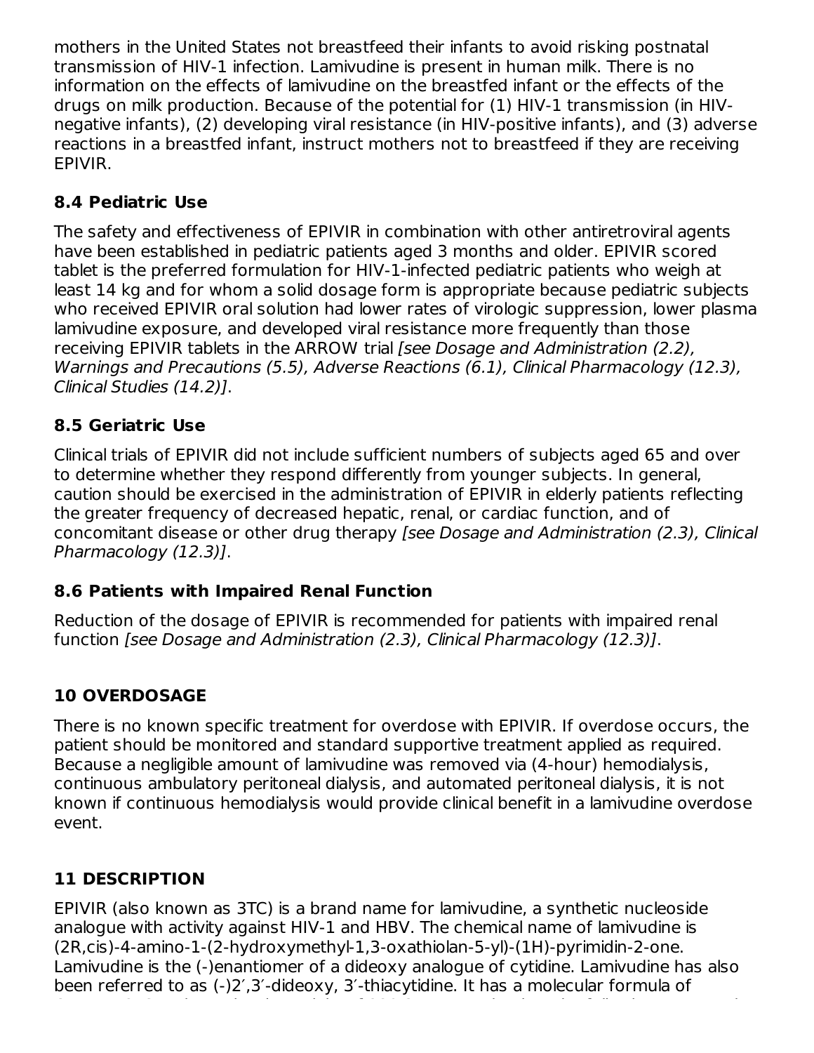mothers in the United States not breastfeed their infants to avoid risking postnatal transmission of HIV-1 infection. Lamivudine is present in human milk. There is no information on the effects of lamivudine on the breastfed infant or the effects of the drugs on milk production. Because of the potential for (1) HIV-1 transmission (in HIV-negative infants), (2) developing viral resistance (in HIV-positive infants), and (3) adverse reactions in a breastfed infant, instruct mothers not to breastfeed if they are receiving EPIVIR.

### 8.4 Pediatric Use

The safety and effectiveness of EPIVIR in combination with other antiretroviral agents have been established in pediatric patients aged 3 months and older. EPIVIR scored tablet is the preferred formulation for HIV-1-infected pediatric patients who weigh at least 14 kg and for whom a solid dosage form is appropriate because pediatric subjects who received EPIVIR oral solution had lower rates of virologic suppression, lower plasma lamivudine exposure, and developed viral resistance more frequently than those receiving EPIVIR tablets in the ARROW trial *[see Dosage and Administration (2.2), Warnings and Precautions (5.5), Adverse Reactions (6.1), Clinical Pharmacology (12.3), Clinical Studies (14.2)]*.

### 8.5 Geriatric Use

Clinical trials of EPIVIR did not include sufficient numbers of subjects aged 65 and over to determine whether they respond differently from younger subjects. In general, caution should be exercised in the administration of EPIVIR in elderly patients reflecting the greater frequency of decreased hepatic, renal, or cardiac function, and of concomitant disease or other drug therapy *[see Dosage and Administration (2.3), Clinical Pharmacology (12.3)]*.

### 8.6 Patients with Impaired Renal Function

Reduction of the dosage of EPIVIR is recommended for patients with impaired renal function *[see Dosage and Administration (2.3), Clinical Pharmacology (12.3)]*.

## 10 OVERDOSAGE

There is no known specific treatment for overdose with EPIVIR. If overdose occurs, the patient should be monitored and standard supportive treatment applied as required. Because a negligible amount of lamivudine was removed via (4-hour) hemodialysis, continuous ambulatory peritoneal dialysis, and automated peritoneal dialysis, it is not known if continuous hemodialysis would provide clinical benefit in a lamivudine overdose event.

## 11 DESCRIPTION

EPIVIR (also known as 3TC) is a brand name for lamivudine, a synthetic nucleoside analogue with activity against HIV-1 and HBV. The chemical name of lamivudine is (2R,cis)-4-amino-1-(2-hydroxymethyl-1,3-oxathiolan-5-yl)-(1H)-pyrimidin-2-one. Lamivudine is the (-)enantiomer of a dideoxy analogue of cytidine. Lamivudine has also been referred to as (-)2′,3′-dideoxy, 3′-thiacytidine. It has a molecular formula of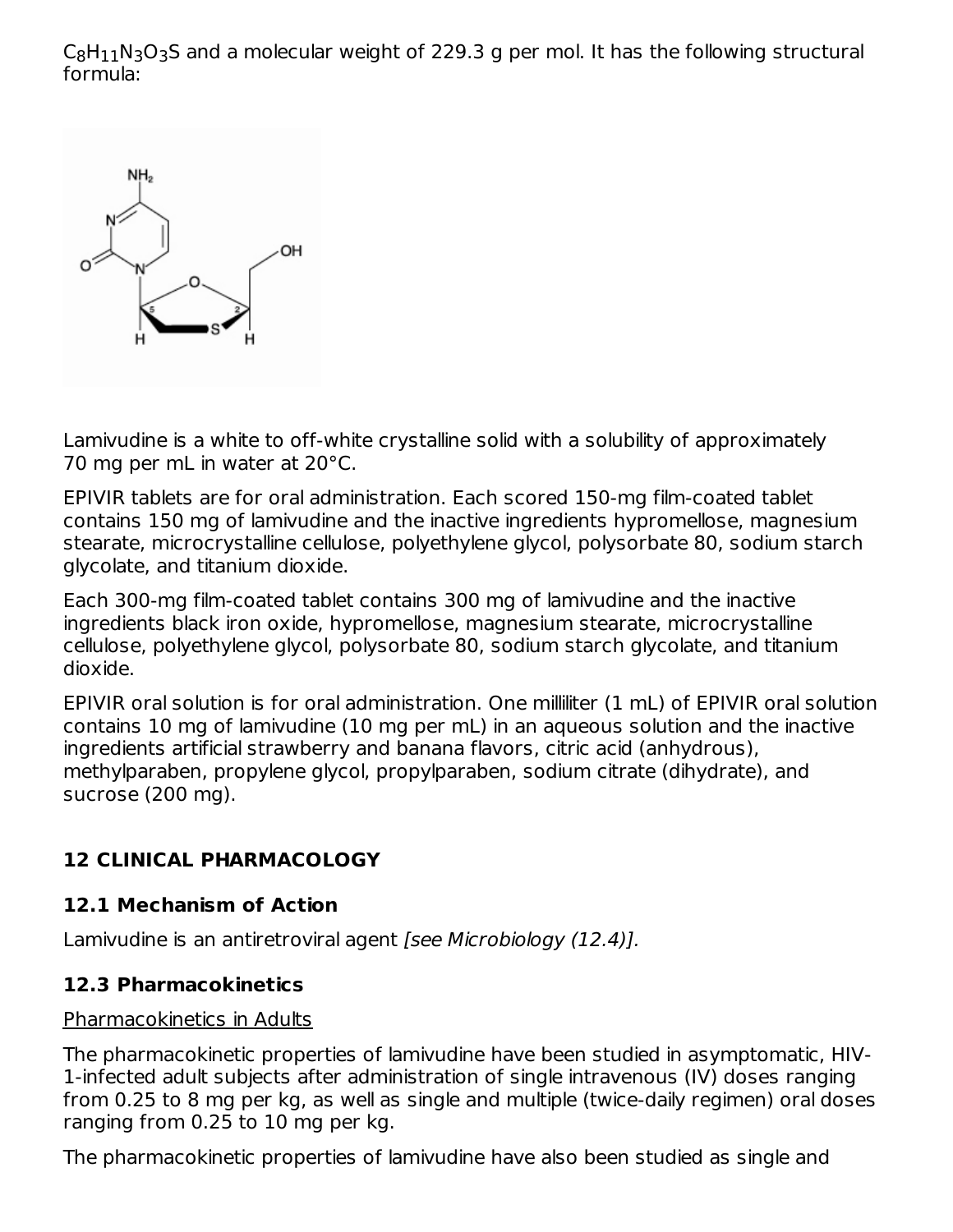$C_8H_{11}N_3O_3S$ and a molecular weight of 229.3 g per mol. It has the following structural formula:

Lamivudine is a white to off-white crystalline solid with a solubility of approximately 70 mg per mL in water at 20°C.

EPIVIR tablets are for oral administration. Each scored 150-mg film-coated tablet contains 150 mg of lamivudine and the inactive ingredients hypromellose, magnesium stearate, microcrystalline cellulose, polyethylene glycol, polysorbate 80, sodium starch glycolate, and titanium dioxide.

Each 300-mg film-coated tablet contains 300 mg of lamivudine and the inactive ingredients black iron oxide, hypromellose, magnesium stearate, microcrystalline cellulose, polyethylene glycol, polysorbate 80, sodium starch glycolate, and titanium dioxide.

EPIVIR oral solution is for oral administration. One milliliter (1 mL) of EPIVIR oral solution contains 10 mg of lamivudine (10 mg per mL) in an aqueous solution and the inactive ingredients artificial strawberry and banana flavors, citric acid (anhydrous), methylparaben, propylene glycol, propylparaben, sodium citrate (dihydrate), and sucrose (200 mg).

## 12 CLINICAL PHARMACOLOGY

### 12.1 Mechanism of Action

Lamivudine is an antiretroviral agent *[see Microbiology (12.4)].*

### 12.3 Pharmacokinetics

Pharmacokinetics in Adults

The pharmacokinetic properties of lamivudine have been studied in asymptomatic, HIV-1-infected adult subjects after administration of single intravenous (IV) doses ranging from 0.25 to 8 mg per kg, as well as single and multiple (twice-daily regimen) oral doses ranging from 0.25 to 10 mg per kg.

The pharmacokinetic properties of lamivudine have also been studied as single and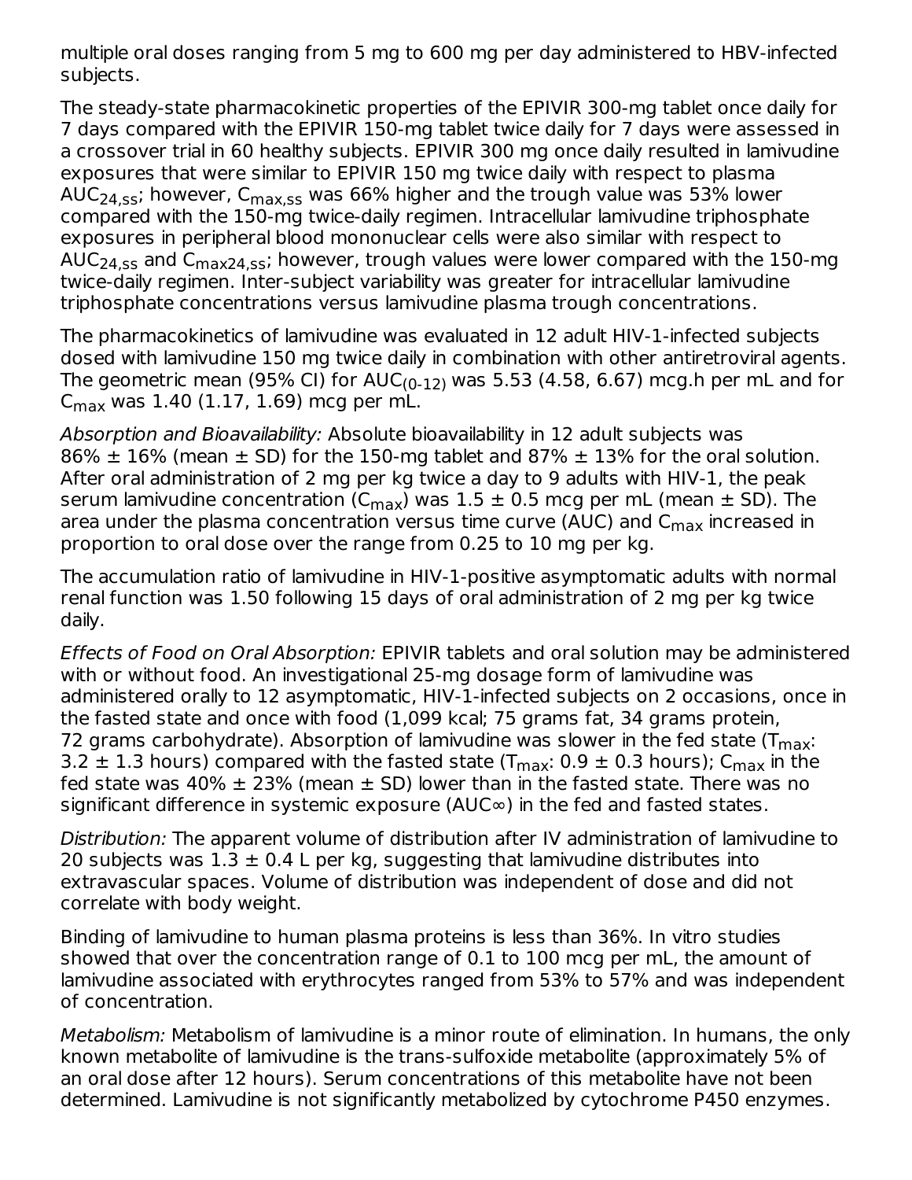multiple oral doses ranging from 5 mg to 600 mg per day administered to HBV-infected subjects.

The steady-state pharmacokinetic properties of the EPIVIR 300-mg tablet once daily for 7 days compared with the EPIVIR 150-mg tablet twice daily for 7 days were assessed in a crossover trial in 60 healthy subjects. EPIVIR 300 mg once daily resulted in lamivudine exposures that were similar to EPIVIR 150 mg twice daily with respect to plasma $AUC_{24,ss}$; however, $C_{max,ss}$ was 66% higher and the trough value was 53% lower compared with the 150-mg twice-daily regimen. Intracellular lamivudine triphosphate exposures in peripheral blood mononuclear cells were also similar with respect to $AUC_{24,ss}$ and $C_{max24,ss}$; however, trough values were lower compared with the 150-mg twice-daily regimen. Inter-subject variability was greater for intracellular lamivudine triphosphate concentrations versus lamivudine plasma trough concentrations.

The pharmacokinetics of lamivudine was evaluated in 12 adult HIV-1-infected subjects dosed with lamivudine 150 mg twice daily in combination with other antiretroviral agents. The geometric mean (95% CI) for $AUC_{(0-12)}$ was 5.53 (4.58, 6.67) mcg.h per mL and for $C_{max}$ was 1.40 (1.17, 1.69) mcg per mL.

*Absorption and Bioavailability:* Absolute bioavailability in 12 adult subjects was 86% ± 16% (mean ± SD) for the 150-mg tablet and 87% ± 13% for the oral solution. After oral administration of 2 mg per kg twice a day to 9 adults with HIV-1, the peak serum lamivudine concentration ($C_{max}$) was 1.5 ± 0.5 mcg per mL (mean ± SD). The area under the plasma concentration versus time curve (AUC) and $C_{max}$ increased in proportion to oral dose over the range from 0.25 to 10 mg per kg.

The accumulation ratio of lamivudine in HIV-1-positive asymptomatic adults with normal renal function was 1.50 following 15 days of oral administration of 2 mg per kg twice daily.

*Effects of Food on Oral Absorption:* EPIVIR tablets and oral solution may be administered with or without food. An investigational 25-mg dosage form of lamivudine was administered orally to 12 asymptomatic, HIV-1-infected subjects on 2 occasions, once in the fasted state and once with food (1,099 kcal; 75 grams fat, 34 grams protein, 72 grams carbohydrate). Absorption of lamivudine was slower in the fed state ($T_{max}$: 3.2 ± 1.3 hours) compared with the fasted state ($T_{max}$: 0.9 ± 0.3 hours); $C_{max}$ in the fed state was 40% ± 23% (mean ± SD) lower than in the fasted state. There was no significant difference in systemic exposure ($AUC_\infty$) in the fed and fasted states.

*Distribution:* The apparent volume of distribution after IV administration of lamivudine to 20 subjects was 1.3 ± 0.4 L per kg, suggesting that lamivudine distributes into extravascular spaces. Volume of distribution was independent of dose and did not correlate with body weight.

Binding of lamivudine to human plasma proteins is less than 36%. In vitro studies showed that over the concentration range of 0.1 to 100 mcg per mL, the amount of lamivudine associated with erythrocytes ranged from 53% to 57% and was independent of concentration.

*Metabolism:* Metabolism of lamivudine is a minor route of elimination. In humans, the only known metabolite of lamivudine is the trans-sulfoxide metabolite (approximately 5% of an oral dose after 12 hours). Serum concentrations of this metabolite have not been determined. Lamivudine is not significantly metabolized by cytochrome P450 enzymes.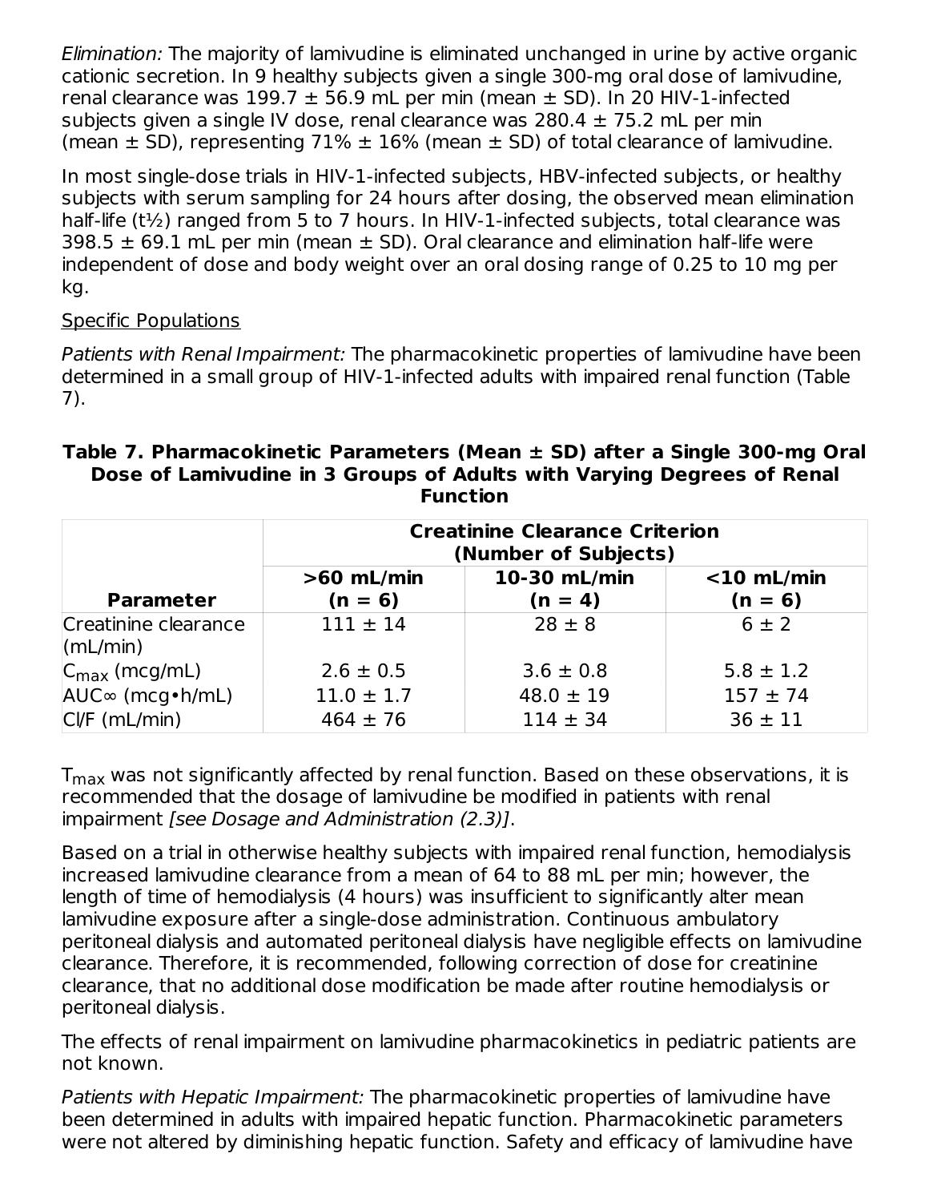*Elimination:* The majority of lamivudine is eliminated unchanged in urine by active organic cationic secretion. In 9 healthy subjects given a single 300-mg oral dose of lamivudine, renal clearance was 199.7 ± 56.9 mL per min (mean ± SD). In 20 HIV-1-infected subjects given a single IV dose, renal clearance was 280.4 ± 75.2 mL per min (mean ± SD), representing 71% ± 16% (mean ± SD) of total clearance of lamivudine.

In most single-dose trials in HIV-1-infected subjects, HBV-infected subjects, or healthy subjects with serum sampling for 24 hours after dosing, the observed mean elimination half-life ($t_{½}$) ranged from 5 to 7 hours. In HIV-1-infected subjects, total clearance was 398.5 ± 69.1 mL per min (mean ± SD). Oral clearance and elimination half-life were independent of dose and body weight over an oral dosing range of 0.25 to 10 mg per kg.

Specific Populations

*Patients with Renal Impairment:* The pharmacokinetic properties of lamivudine have been determined in a small group of HIV-1-infected adults with impaired renal function (Table 7).

**Table 7. Pharmacokinetic Parameters (Mean ± SD) after a Single 300-mg Oral Dose of Lamivudine in 3 Groups of Adults with Varying Degrees of Renal Function**

| | **Creatinine Clearance Criterion (Number of Subjects)** | | |
|---|---|---|---|
| **Parameter** | **>60 mL/min (n = 6)** | **10-30 mL/min (n = 4)** | **<10 mL/min (n = 6)** |
| Creatinine clearance (mL/min) | 111 ± 14 | 28 ± 8 | 6 ± 2 |
| $C_{max}$ (mcg/mL) | 2.6 ± 0.5 | 3.6 ± 0.8 | 5.8 ± 1.2 |
| AUC∞ (mcg•h/mL) | 11.0 ± 1.7 | 48.0 ± 19 | 157 ± 74 |
| Cl/F (mL/min) | 464 ± 76 | 114 ± 34 | 36 ± 11 |

$T_{max}$ was not significantly affected by renal function. Based on these observations, it is recommended that the dosage of lamivudine be modified in patients with renal impairment *[see Dosage and Administration (2.3)]*.

Based on a trial in otherwise healthy subjects with impaired renal function, hemodialysis increased lamivudine clearance from a mean of 64 to 88 mL per min; however, the length of time of hemodialysis (4 hours) was insufficient to significantly alter mean lamivudine exposure after a single-dose administration. Continuous ambulatory peritoneal dialysis and automated peritoneal dialysis have negligible effects on lamivudine clearance. Therefore, it is recommended, following correction of dose for creatinine clearance, that no additional dose modification be made after routine hemodialysis or peritoneal dialysis.

The effects of renal impairment on lamivudine pharmacokinetics in pediatric patients are not known.

*Patients with Hepatic Impairment:* The pharmacokinetic properties of lamivudine have been determined in adults with impaired hepatic function. Pharmacokinetic parameters were not altered by diminishing hepatic function. Safety and efficacy of lamivudine have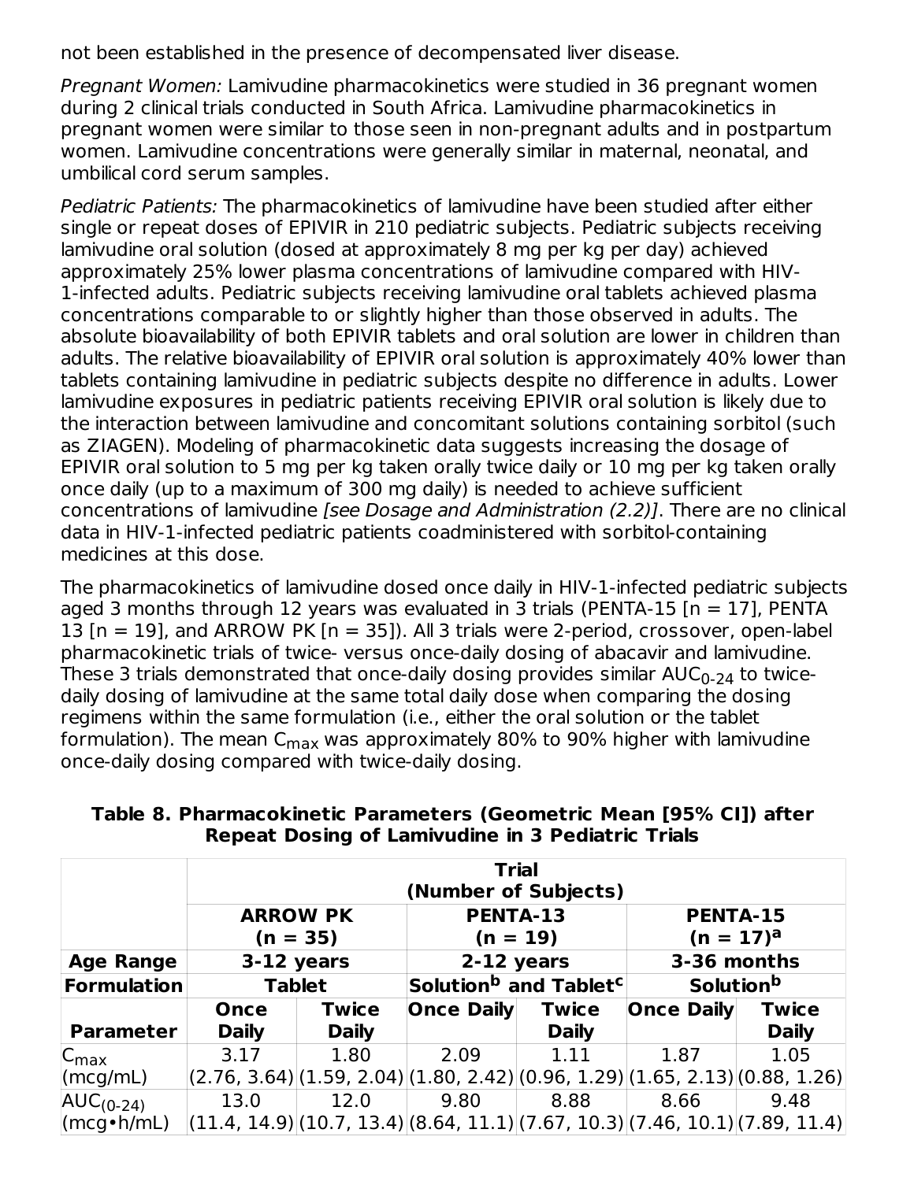not been established in the presence of decompensated liver disease.

*Pregnant Women:* Lamivudine pharmacokinetics were studied in 36 pregnant women during 2 clinical trials conducted in South Africa. Lamivudine pharmacokinetics in pregnant women were similar to those seen in non-pregnant adults and in postpartum women. Lamivudine concentrations were generally similar in maternal, neonatal, and umbilical cord serum samples.

*Pediatric Patients:* The pharmacokinetics of lamivudine have been studied after either single or repeat doses of EPIVIR in 210 pediatric subjects. Pediatric subjects receiving lamivudine oral solution (dosed at approximately 8 mg per kg per day) achieved approximately 25% lower plasma concentrations of lamivudine compared with HIV-1-infected adults. Pediatric subjects receiving lamivudine oral tablets achieved plasma concentrations comparable to or slightly higher than those observed in adults. The absolute bioavailability of both EPIVIR tablets and oral solution are lower in children than adults. The relative bioavailability of EPIVIR oral solution is approximately 40% lower than tablets containing lamivudine in pediatric subjects despite no difference in adults. Lower lamivudine exposures in pediatric patients receiving EPIVIR oral solution is likely due to the interaction between lamivudine and concomitant solutions containing sorbitol (such as ZIAGEN). Modeling of pharmacokinetic data suggests increasing the dosage of EPIVIR oral solution to 5 mg per kg taken orally twice daily or 10 mg per kg taken orally once daily (up to a maximum of 300 mg daily) is needed to achieve sufficient concentrations of lamivudine *[see Dosage and Administration (2.2)]*. There are no clinical data in HIV-1-infected pediatric patients coadministered with sorbitol-containing medicines at this dose.

The pharmacokinetics of lamivudine dosed once daily in HIV-1-infected pediatric subjects aged 3 months through 12 years was evaluated in 3 trials (PENTA-15 [n = 17], PENTA 13 [n = 19], and ARROW PK [n = 35]). All 3 trials were 2-period, crossover, open-label pharmacokinetic trials of twice- versus once-daily dosing of abacavir and lamivudine. These 3 trials demonstrated that once-daily dosing provides similar $AUC_{0\text{-}24}$ to twice-daily dosing of lamivudine at the same total daily dose when comparing the dosing regimens within the same formulation (i.e., either the oral solution or the tablet formulation). The mean $C_{max}$ was approximately 80% to 90% higher with lamivudine once-daily dosing compared with twice-daily dosing.

**Table 8. Pharmacokinetic Parameters (Geometric Mean [95% CI]) after Repeat Dosing of Lamivudine in 3 Pediatric Trials**

| | Trial (Number of Subjects) | | | | | |
|---|---|---|---|---|---|---|
| | ARROW PK (n = 35) | | PENTA-13 (n = 19) | | PENTA-15 (n = 17)[a] | |
| **Age Range** | 3-12 years | | 2-12 years | | 3-36 months | |
| **Formulation** | Tablet | | Solution[b] and Tablet[c] | | Solution[b] | |
| **Parameter** | **Once Daily** | **Twice Daily** | **Once Daily** | **Twice Daily** | **Once Daily** | **Twice Daily** |
| $C_{max}$ (mcg/mL) | 3.17 (2.76, 3.64) | 1.80 (1.59, 2.04) | 2.09 (1.80, 2.42) | 1.11 (0.96, 1.29) | 1.87 (1.65, 2.13) | 1.05 (0.88, 1.26) |
| $AUC_{(0\text{-}24)}$ (mcg•h/mL) | 13.0 (11.4, 14.9) | 12.0 (10.7, 13.4) | 9.80 (8.64, 11.1) | 8.88 (7.67, 10.3) | 8.66 (7.46, 10.1) | 9.48 (7.89, 11.4) |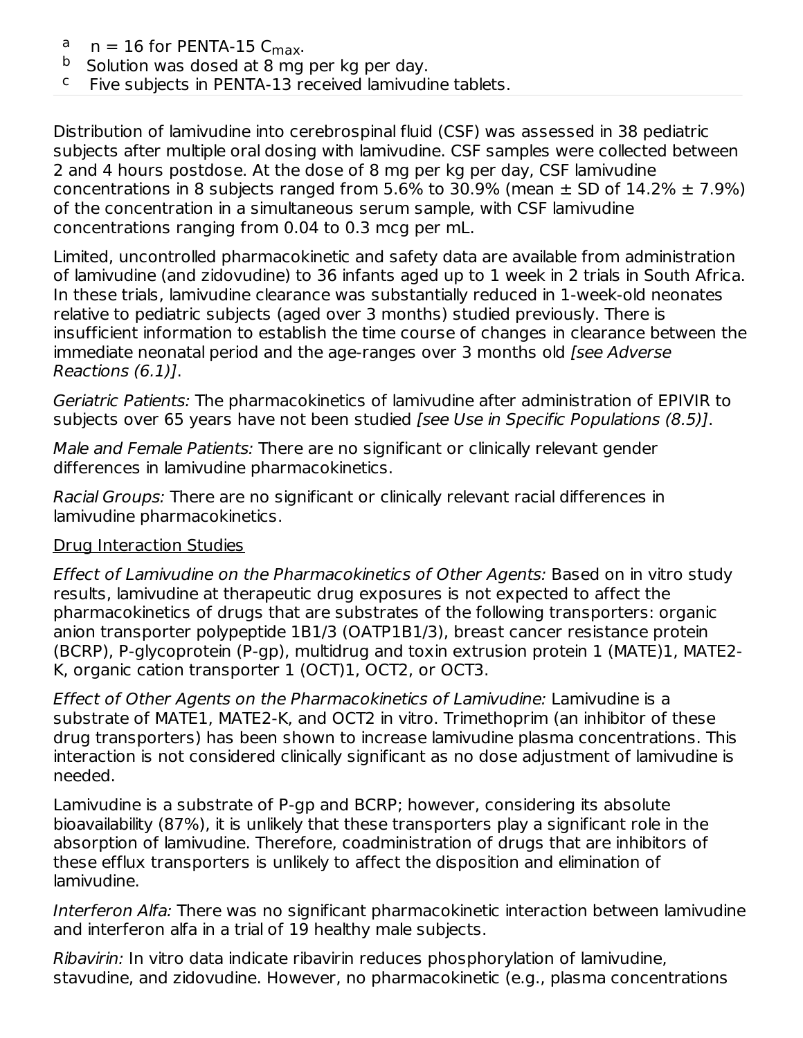[a] n = 16 for PENTA-15 $C_{max}$.
[b] Solution was dosed at 8 mg per kg per day.
[c] Five subjects in PENTA-13 received lamivudine tablets.

Distribution of lamivudine into cerebrospinal fluid (CSF) was assessed in 38 pediatric subjects after multiple oral dosing with lamivudine. CSF samples were collected between 2 and 4 hours postdose. At the dose of 8 mg per kg per day, CSF lamivudine concentrations in 8 subjects ranged from 5.6% to 30.9% (mean ± SD of 14.2% ± 7.9%) of the concentration in a simultaneous serum sample, with CSF lamivudine concentrations ranging from 0.04 to 0.3 mcg per mL.

Limited, uncontrolled pharmacokinetic and safety data are available from administration of lamivudine (and zidovudine) to 36 infants aged up to 1 week in 2 trials in South Africa. In these trials, lamivudine clearance was substantially reduced in 1-week-old neonates relative to pediatric subjects (aged over 3 months) studied previously. There is insufficient information to establish the time course of changes in clearance between the immediate neonatal period and the age-ranges over 3 months old *[see Adverse Reactions (6.1)]*.

*Geriatric Patients:* The pharmacokinetics of lamivudine after administration of EPIVIR to subjects over 65 years have not been studied *[see Use in Specific Populations (8.5)]*.

*Male and Female Patients:* There are no significant or clinically relevant gender differences in lamivudine pharmacokinetics.

*Racial Groups:* There are no significant or clinically relevant racial differences in lamivudine pharmacokinetics.

Drug Interaction Studies

*Effect of Lamivudine on the Pharmacokinetics of Other Agents:* Based on in vitro study results, lamivudine at therapeutic drug exposures is not expected to affect the pharmacokinetics of drugs that are substrates of the following transporters: organic anion transporter polypeptide 1B1/3 (OATP1B1/3), breast cancer resistance protein (BCRP), P-glycoprotein (P-gp), multidrug and toxin extrusion protein 1 (MATE)1, MATE2-K, organic cation transporter 1 (OCT)1, OCT2, or OCT3.

*Effect of Other Agents on the Pharmacokinetics of Lamivudine:* Lamivudine is a substrate of MATE1, MATE2-K, and OCT2 in vitro. Trimethoprim (an inhibitor of these drug transporters) has been shown to increase lamivudine plasma concentrations. This interaction is not considered clinically significant as no dose adjustment of lamivudine is needed.

Lamivudine is a substrate of P-gp and BCRP; however, considering its absolute bioavailability (87%), it is unlikely that these transporters play a significant role in the absorption of lamivudine. Therefore, coadministration of drugs that are inhibitors of these efflux transporters is unlikely to affect the disposition and elimination of lamivudine.

*Interferon Alfa:* There was no significant pharmacokinetic interaction between lamivudine and interferon alfa in a trial of 19 healthy male subjects.

*Ribavirin:* In vitro data indicate ribavirin reduces phosphorylation of lamivudine, stavudine, and zidovudine. However, no pharmacokinetic (e.g., plasma concentrations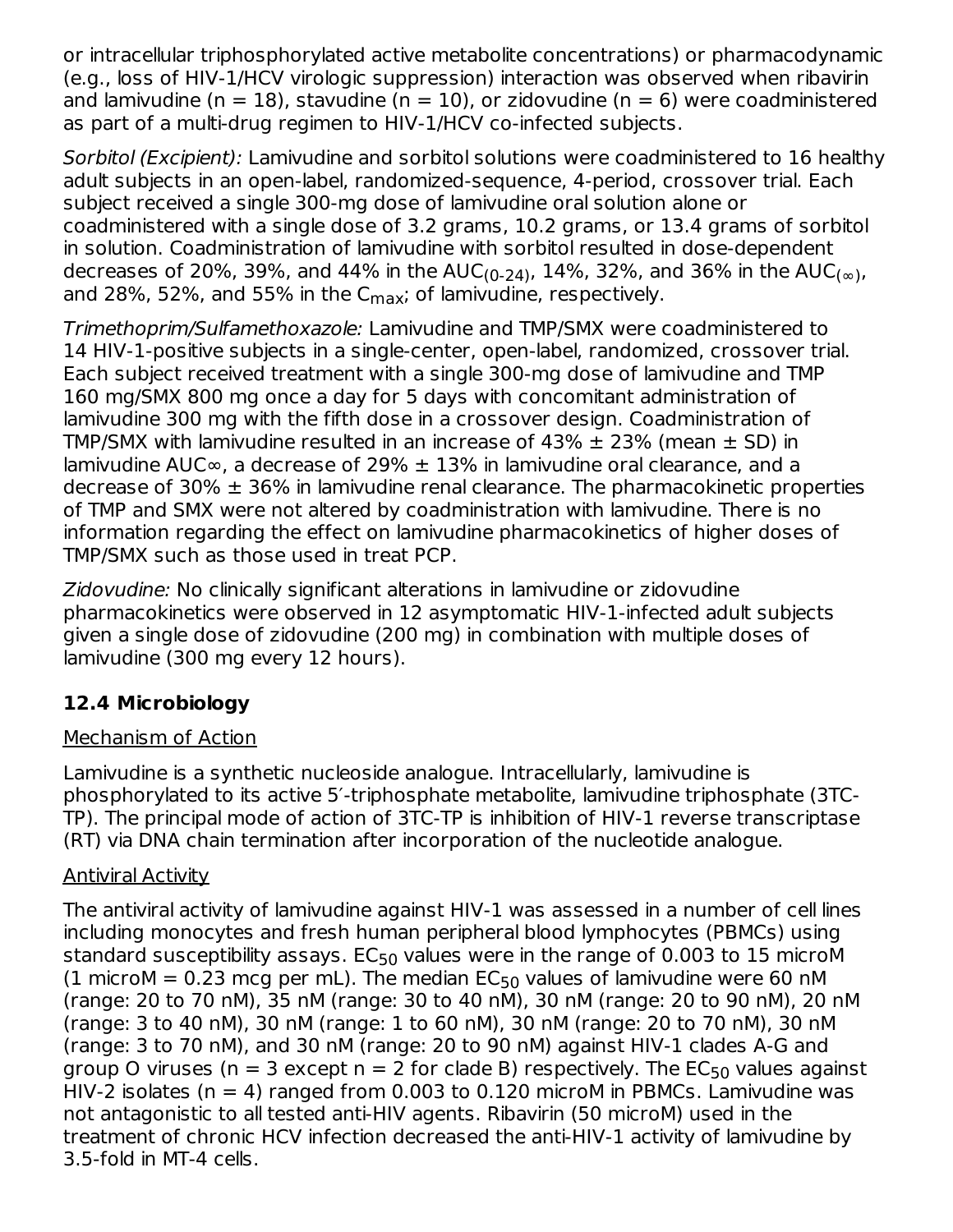or intracellular triphosphorylated active metabolite concentrations) or pharmacodynamic (e.g., loss of HIV-1/HCV virologic suppression) interaction was observed when ribavirin and lamivudine (n = 18), stavudine (n = 10), or zidovudine (n = 6) were coadministered as part of a multi-drug regimen to HIV-1/HCV co-infected subjects.

*Sorbitol (Excipient):* Lamivudine and sorbitol solutions were coadministered to 16 healthy adult subjects in an open-label, randomized-sequence, 4-period, crossover trial. Each subject received a single 300-mg dose of lamivudine oral solution alone or coadministered with a single dose of 3.2 grams, 10.2 grams, or 13.4 grams of sorbitol in solution. Coadministration of lamivudine with sorbitol resulted in dose-dependent decreases of 20%, 39%, and 44% in the $AUC_{(0-24)}$, 14%, 32%, and 36% in the $AUC_{(\infty)}$, and 28%, 52%, and 55% in the $C_{max}$; of lamivudine, respectively.

*Trimethoprim/Sulfamethoxazole:* Lamivudine and TMP/SMX were coadministered to 14 HIV-1-positive subjects in a single-center, open-label, randomized, crossover trial. Each subject received treatment with a single 300-mg dose of lamivudine and TMP 160 mg/SMX 800 mg once a day for 5 days with concomitant administration of lamivudine 300 mg with the fifth dose in a crossover design. Coadministration of TMP/SMX with lamivudine resulted in an increase of 43% ± 23% (mean ± SD) in lamivudine $AUC_\infty$, a decrease of 29% ± 13% in lamivudine oral clearance, and a decrease of 30% ± 36% in lamivudine renal clearance. The pharmacokinetic properties of TMP and SMX were not altered by coadministration with lamivudine. There is no information regarding the effect on lamivudine pharmacokinetics of higher doses of TMP/SMX such as those used in treat PCP.

*Zidovudine:* No clinically significant alterations in lamivudine or zidovudine pharmacokinetics were observed in 12 asymptomatic HIV-1-infected adult subjects given a single dose of zidovudine (200 mg) in combination with multiple doses of lamivudine (300 mg every 12 hours).

### 12.4 Microbiology

Mechanism of Action

Lamivudine is a synthetic nucleoside analogue. Intracellularly, lamivudine is phosphorylated to its active 5′-triphosphate metabolite, lamivudine triphosphate (3TC-TP). The principal mode of action of 3TC-TP is inhibition of HIV-1 reverse transcriptase (RT) via DNA chain termination after incorporation of the nucleotide analogue.

Antiviral Activity

The antiviral activity of lamivudine against HIV-1 was assessed in a number of cell lines including monocytes and fresh human peripheral blood lymphocytes (PBMCs) using standard susceptibility assays. $EC_{50}$ values were in the range of 0.003 to 15 microM (1 microM = 0.23 mcg per mL). The median $EC_{50}$ values of lamivudine were 60 nM (range: 20 to 70 nM), 35 nM (range: 30 to 40 nM), 30 nM (range: 20 to 90 nM), 20 nM (range: 3 to 40 nM), 30 nM (range: 1 to 60 nM), 30 nM (range: 20 to 70 nM), 30 nM (range: 3 to 70 nM), and 30 nM (range: 20 to 90 nM) against HIV-1 clades A-G and group O viruses (n = 3 except n = 2 for clade B) respectively. The $EC_{50}$ values against HIV-2 isolates (n = 4) ranged from 0.003 to 0.120 microM in PBMCs. Lamivudine was not antagonistic to all tested anti-HIV agents. Ribavirin (50 microM) used in the treatment of chronic HCV infection decreased the anti-HIV-1 activity of lamivudine by 3.5-fold in MT-4 cells.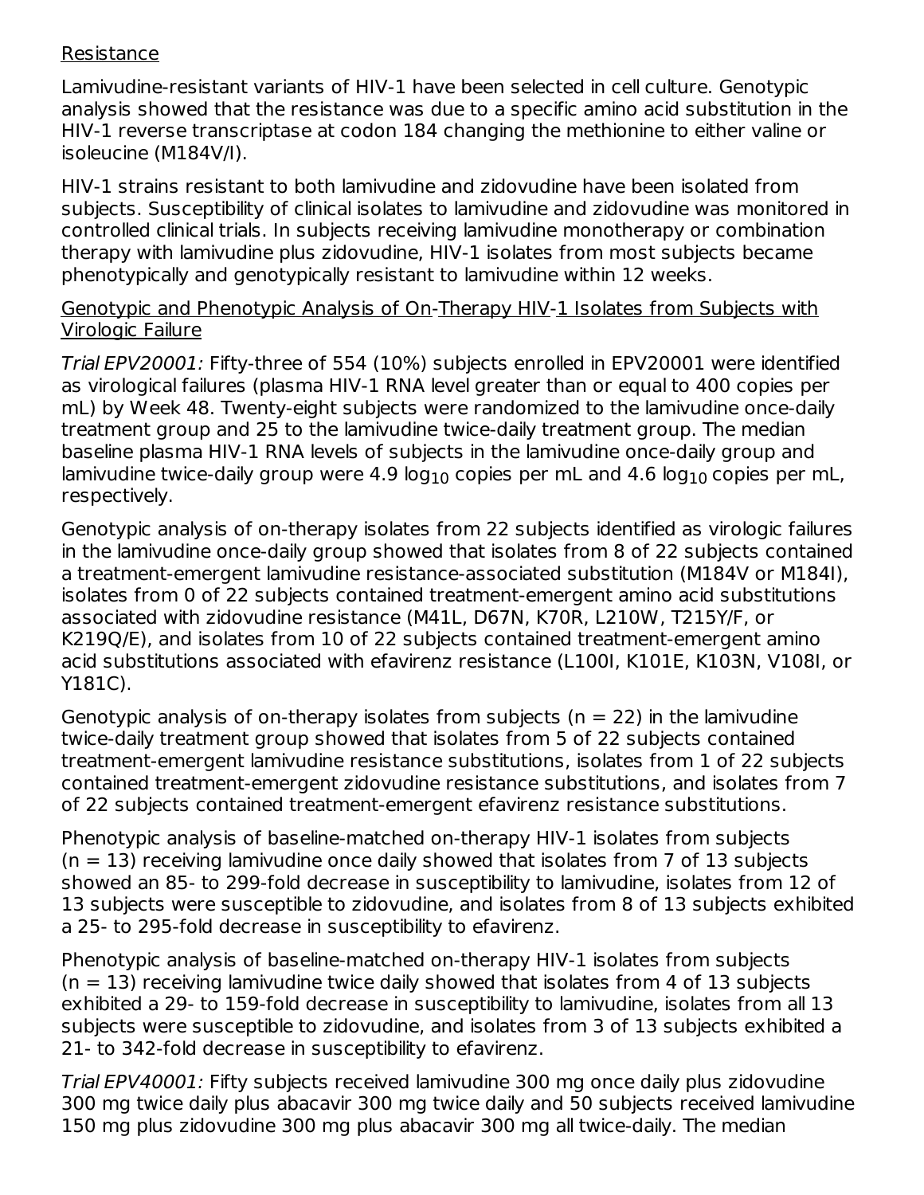Resistance

Lamivudine-resistant variants of HIV-1 have been selected in cell culture. Genotypic analysis showed that the resistance was due to a specific amino acid substitution in the HIV-1 reverse transcriptase at codon 184 changing the methionine to either valine or isoleucine (M184V/I).

HIV-1 strains resistant to both lamivudine and zidovudine have been isolated from subjects. Susceptibility of clinical isolates to lamivudine and zidovudine was monitored in controlled clinical trials. In subjects receiving lamivudine monotherapy or combination therapy with lamivudine plus zidovudine, HIV-1 isolates from most subjects became phenotypically and genotypically resistant to lamivudine within 12 weeks.

Genotypic and Phenotypic Analysis of On-Therapy HIV-1 Isolates from Subjects with Virologic Failure

*Trial EPV20001:* Fifty-three of 554 (10%) subjects enrolled in EPV20001 were identified as virological failures (plasma HIV-1 RNA level greater than or equal to 400 copies per mL) by Week 48. Twenty-eight subjects were randomized to the lamivudine once-daily treatment group and 25 to the lamivudine twice-daily treatment group. The median baseline plasma HIV-1 RNA levels of subjects in the lamivudine once-daily group and lamivudine twice-daily group were 4.9 $\log_{10}$ copies per mL and 4.6 $\log_{10}$ copies per mL, respectively.

Genotypic analysis of on-therapy isolates from 22 subjects identified as virologic failures in the lamivudine once-daily group showed that isolates from 8 of 22 subjects contained a treatment-emergent lamivudine resistance-associated substitution (M184V or M184I), isolates from 0 of 22 subjects contained treatment-emergent amino acid substitutions associated with zidovudine resistance (M41L, D67N, K70R, L210W, T215Y/F, or K219Q/E), and isolates from 10 of 22 subjects contained treatment-emergent amino acid substitutions associated with efavirenz resistance (L100I, K101E, K103N, V108I, or Y181C).

Genotypic analysis of on-therapy isolates from subjects (n = 22) in the lamivudine twice-daily treatment group showed that isolates from 5 of 22 subjects contained treatment-emergent lamivudine resistance substitutions, isolates from 1 of 22 subjects contained treatment-emergent zidovudine resistance substitutions, and isolates from 7 of 22 subjects contained treatment-emergent efavirenz resistance substitutions.

Phenotypic analysis of baseline-matched on-therapy HIV-1 isolates from subjects (n = 13) receiving lamivudine once daily showed that isolates from 7 of 13 subjects showed an 85- to 299-fold decrease in susceptibility to lamivudine, isolates from 12 of 13 subjects were susceptible to zidovudine, and isolates from 8 of 13 subjects exhibited a 25- to 295-fold decrease in susceptibility to efavirenz.

Phenotypic analysis of baseline-matched on-therapy HIV-1 isolates from subjects (n = 13) receiving lamivudine twice daily showed that isolates from 4 of 13 subjects exhibited a 29- to 159-fold decrease in susceptibility to lamivudine, isolates from all 13 subjects were susceptible to zidovudine, and isolates from 3 of 13 subjects exhibited a 21- to 342-fold decrease in susceptibility to efavirenz.

*Trial EPV40001:* Fifty subjects received lamivudine 300 mg once daily plus zidovudine 300 mg twice daily plus abacavir 300 mg twice daily and 50 subjects received lamivudine 150 mg plus zidovudine 300 mg plus abacavir 300 mg all twice-daily. The median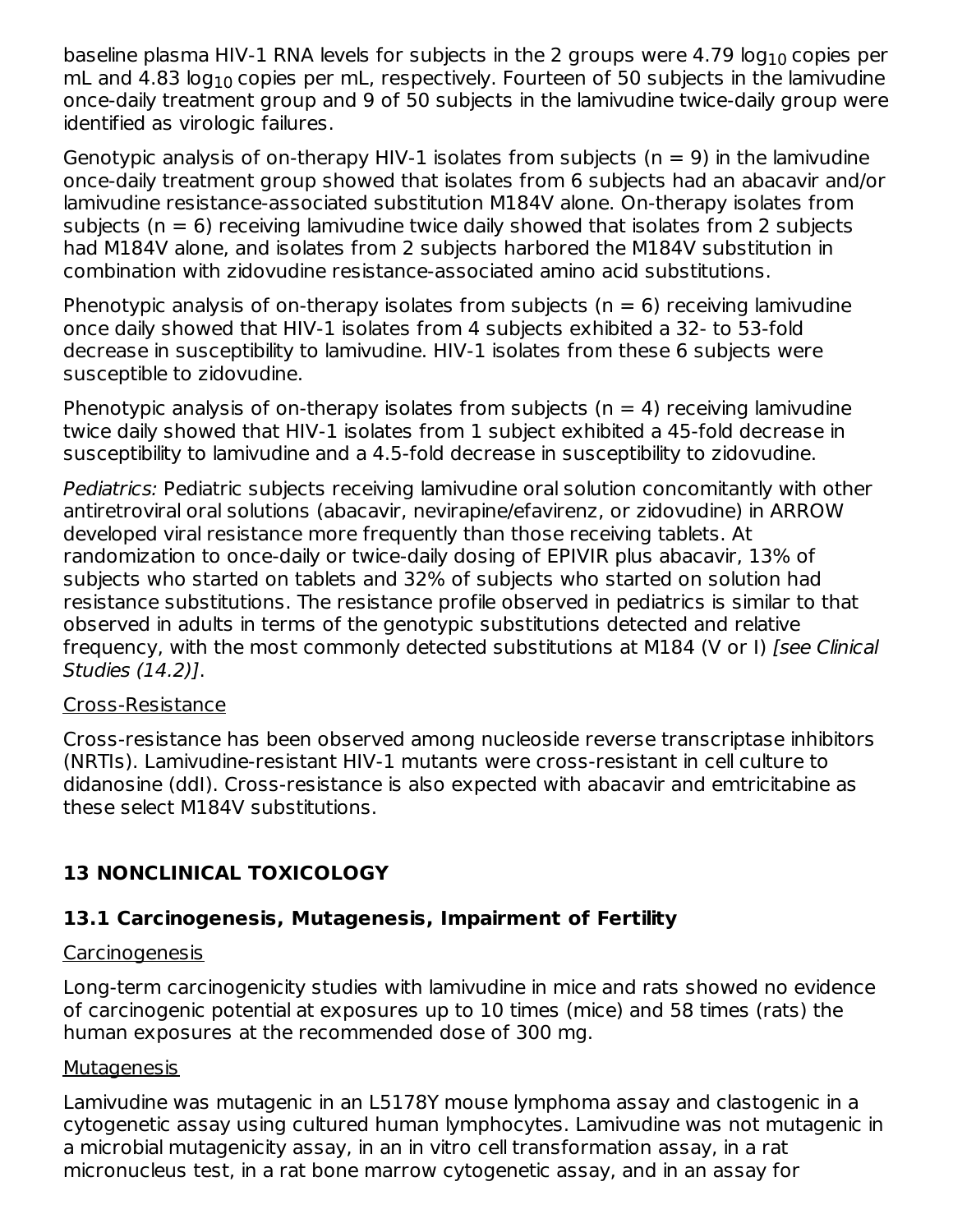baseline plasma HIV-1 RNA levels for subjects in the 2 groups were 4.79 $\log_{10}$ copies per mL and 4.83 $\log_{10}$ copies per mL, respectively. Fourteen of 50 subjects in the lamivudine once-daily treatment group and 9 of 50 subjects in the lamivudine twice-daily group were identified as virologic failures.

Genotypic analysis of on-therapy HIV-1 isolates from subjects (n = 9) in the lamivudine once-daily treatment group showed that isolates from 6 subjects had an abacavir and/or lamivudine resistance-associated substitution M184V alone. On-therapy isolates from subjects (n = 6) receiving lamivudine twice daily showed that isolates from 2 subjects had M184V alone, and isolates from 2 subjects harbored the M184V substitution in combination with zidovudine resistance-associated amino acid substitutions.

Phenotypic analysis of on-therapy isolates from subjects (n = 6) receiving lamivudine once daily showed that HIV-1 isolates from 4 subjects exhibited a 32- to 53-fold decrease in susceptibility to lamivudine. HIV-1 isolates from these 6 subjects were susceptible to zidovudine.

Phenotypic analysis of on-therapy isolates from subjects (n = 4) receiving lamivudine twice daily showed that HIV-1 isolates from 1 subject exhibited a 45-fold decrease in susceptibility to lamivudine and a 4.5-fold decrease in susceptibility to zidovudine.

*Pediatrics:* Pediatric subjects receiving lamivudine oral solution concomitantly with other antiretroviral oral solutions (abacavir, nevirapine/efavirenz, or zidovudine) in ARROW developed viral resistance more frequently than those receiving tablets. At randomization to once-daily or twice-daily dosing of EPIVIR plus abacavir, 13% of subjects who started on tablets and 32% of subjects who started on solution had resistance substitutions. The resistance profile observed in pediatrics is similar to that observed in adults in terms of the genotypic substitutions detected and relative frequency, with the most commonly detected substitutions at M184 (V or I) *[see Clinical Studies (14.2)]*.

Cross-Resistance

Cross-resistance has been observed among nucleoside reverse transcriptase inhibitors (NRTIs). Lamivudine-resistant HIV-1 mutants were cross-resistant in cell culture to didanosine (ddI). Cross-resistance is also expected with abacavir and emtricitabine as these select M184V substitutions.

# 13 NONCLINICAL TOXICOLOGY

## 13.1 Carcinogenesis, Mutagenesis, Impairment of Fertility

Carcinogenesis

Long-term carcinogenicity studies with lamivudine in mice and rats showed no evidence of carcinogenic potential at exposures up to 10 times (mice) and 58 times (rats) the human exposures at the recommended dose of 300 mg.

Mutagenesis

Lamivudine was mutagenic in an L5178Y mouse lymphoma assay and clastogenic in a cytogenetic assay using cultured human lymphocytes. Lamivudine was not mutagenic in a microbial mutagenicity assay, in an in vitro cell transformation assay, in a rat micronucleus test, in a rat bone marrow cytogenetic assay, and in an assay for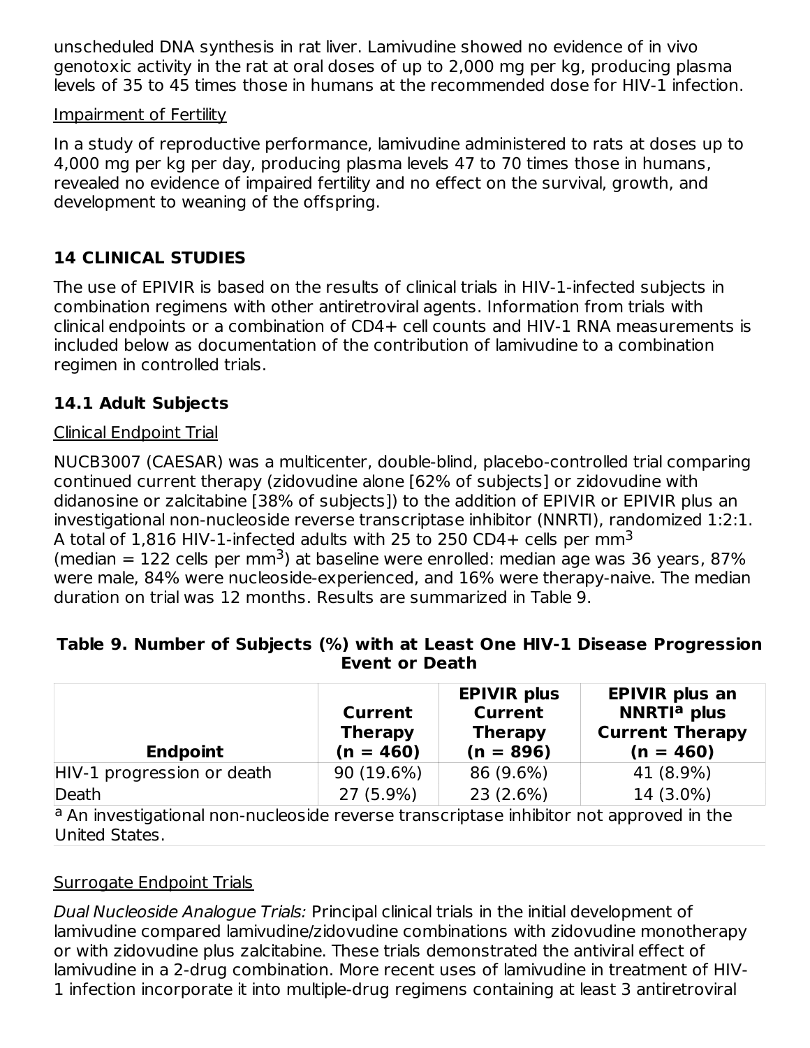unscheduled DNA synthesis in rat liver. Lamivudine showed no evidence of in vivo genotoxic activity in the rat at oral doses of up to 2,000 mg per kg, producing plasma levels of 35 to 45 times those in humans at the recommended dose for HIV-1 infection.

Impairment of Fertility

In a study of reproductive performance, lamivudine administered to rats at doses up to 4,000 mg per kg per day, producing plasma levels 47 to 70 times those in humans, revealed no evidence of impaired fertility and no effect on the survival, growth, and development to weaning of the offspring.

## 14 CLINICAL STUDIES

The use of EPIVIR is based on the results of clinical trials in HIV-1-infected subjects in combination regimens with other antiretroviral agents. Information from trials with clinical endpoints or a combination of CD4+ cell counts and HIV-1 RNA measurements is included below as documentation of the contribution of lamivudine to a combination regimen in controlled trials.

### 14.1 Adult Subjects

Clinical Endpoint Trial

NUCB3007 (CAESAR) was a multicenter, double-blind, placebo-controlled trial comparing continued current therapy (zidovudine alone [62% of subjects] or zidovudine with didanosine or zalcitabine [38% of subjects]) to the addition of EPIVIR or EPIVIR plus an investigational non-nucleoside reverse transcriptase inhibitor (NNRTI), randomized 1:2:1. A total of 1,816 HIV-1-infected adults with 25 to 250 CD4+ cells per $mm^3$ (median = 122 cells per $mm^3$) at baseline were enrolled: median age was 36 years, 87% were male, 84% were nucleoside-experienced, and 16% were therapy-naive. The median duration on trial was 12 months. Results are summarized in Table 9.

**Table 9. Number of Subjects (%) with at Least One HIV-1 Disease Progression Event or Death**

| Endpoint | Current Therapy (n = 460) | EPIVIR plus Current Therapy (n = 896) | EPIVIR plus an NNRTI[a] plus Current Therapy (n = 460) |
|---|---|---|---|
| HIV-1 progression or death | 90 (19.6%) | 86 (9.6%) | 41 (8.9%) |
| Death | 27 (5.9%) | 23 (2.6%) | 14 (3.0%) |

[a] An investigational non-nucleoside reverse transcriptase inhibitor not approved in the United States.

Surrogate Endpoint Trials

*Dual Nucleoside Analogue Trials:* Principal clinical trials in the initial development of lamivudine compared lamivudine/zidovudine combinations with zidovudine monotherapy or with zidovudine plus zalcitabine. These trials demonstrated the antiviral effect of lamivudine in a 2-drug combination. More recent uses of lamivudine in treatment of HIV-1 infection incorporate it into multiple-drug regimens containing at least 3 antiretroviral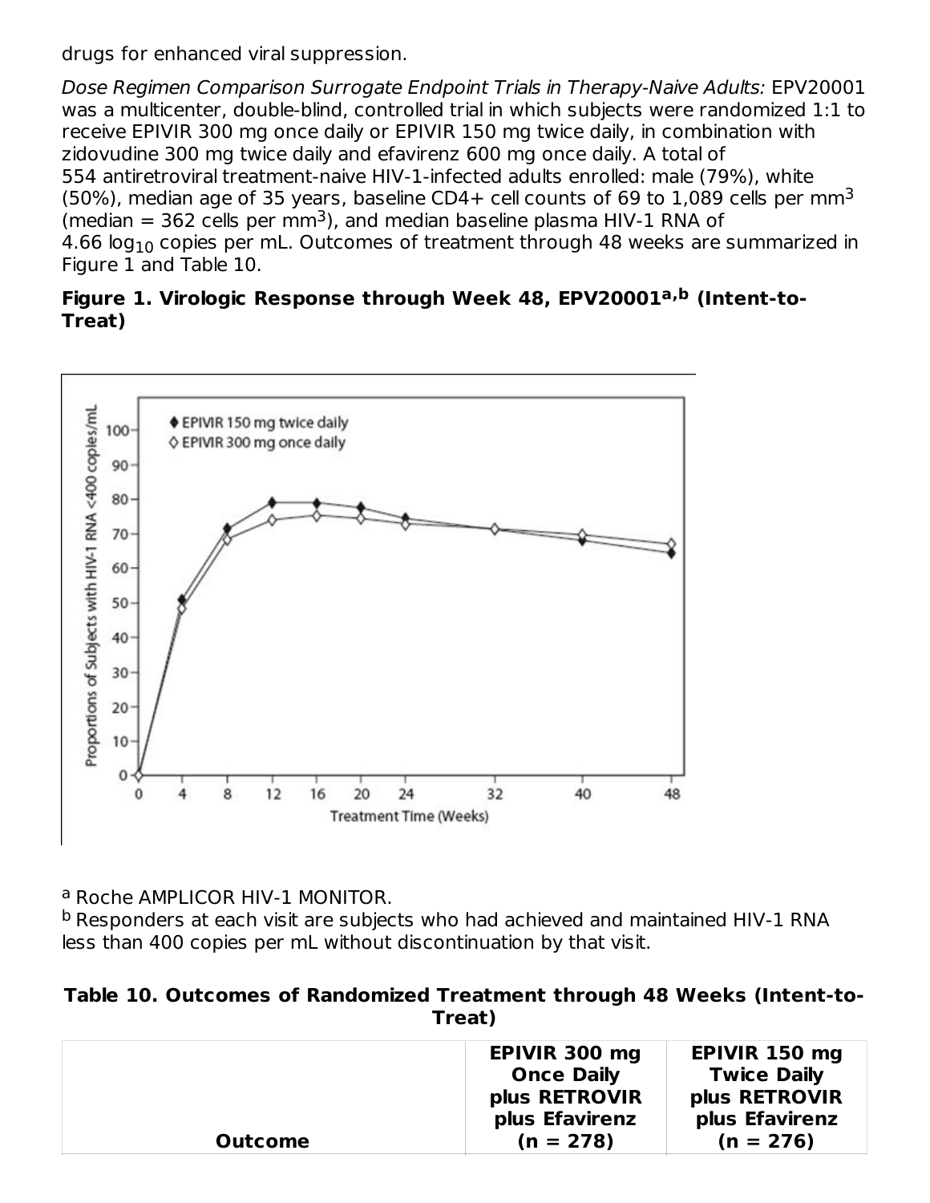drugs for enhanced viral suppression.

*Dose Regimen Comparison Surrogate Endpoint Trials in Therapy-Naive Adults:* EPV20001 was a multicenter, double-blind, controlled trial in which subjects were randomized 1:1 to receive EPIVIR 300 mg once daily or EPIVIR 150 mg twice daily, in combination with zidovudine 300 mg twice daily and efavirenz 600 mg once daily. A total of 554 antiretroviral treatment-naive HIV-1-infected adults enrolled: male (79%), white (50%), median age of 35 years, baseline CD4+ cell counts of 69 to 1,089 cells per $mm^3$ (median = 362 cells per $mm^3$), and median baseline plasma HIV-1 RNA of 4.66 $\log_{10}$ copies per mL. Outcomes of treatment through 48 weeks are summarized in Figure 1 and Table 10.

**Figure 1. Virologic Response through Week 48, EPV20001[a,b] (Intent-to-Treat)**

[a] Roche AMPLICOR HIV-1 MONITOR.
[b] Responders at each visit are subjects who had achieved and maintained HIV-1 RNA less than 400 copies per mL without discontinuation by that visit.

**Table 10. Outcomes of Randomized Treatment through 48 Weeks (Intent-to-Treat)**

| Outcome | EPIVIR 300 mg Once Daily plus RETROVIR plus Efavirenz (n = 278) | EPIVIR 150 mg Twice Daily plus RETROVIR plus Efavirenz (n = 276) |
|---|---|---|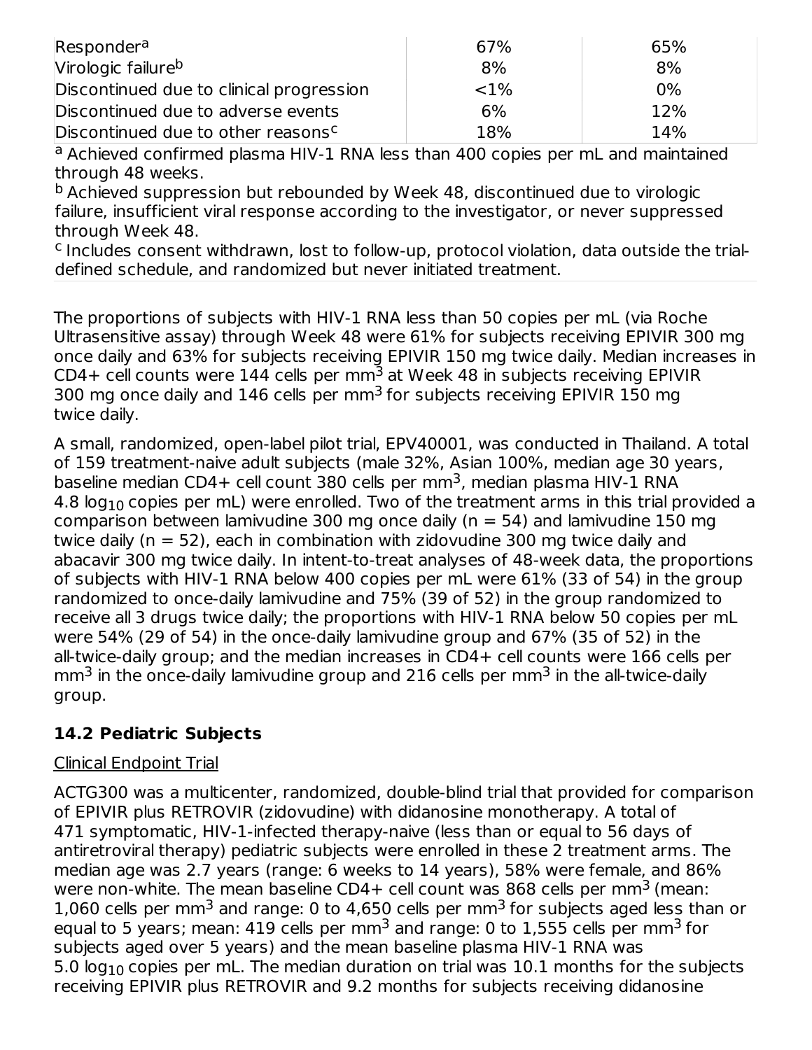| | | |
|---|---|---|
| Responder[a] | 67% | 65% |
| Virologic failure[b] | 8% | 8% |
| Discontinued due to clinical progression | <1% | 0% |
| Discontinued due to adverse events | 6% | 12% |
| Discontinued due to other reasons[c] | 18% | 14% |

[a] Achieved confirmed plasma HIV-1 RNA less than 400 copies per mL and maintained through 48 weeks.

[b] Achieved suppression but rebounded by Week 48, discontinued due to virologic failure, insufficient viral response according to the investigator, or never suppressed through Week 48.

[c] Includes consent withdrawn, lost to follow-up, protocol violation, data outside the trial-defined schedule, and randomized but never initiated treatment.

The proportions of subjects with HIV-1 RNA less than 50 copies per mL (via Roche Ultrasensitive assay) through Week 48 were 61% for subjects receiving EPIVIR 300 mg once daily and 63% for subjects receiving EPIVIR 150 mg twice daily. Median increases in CD4+ cell counts were 144 cells per $mm^3$ at Week 48 in subjects receiving EPIVIR 300 mg once daily and 146 cells per $mm^3$ for subjects receiving EPIVIR 150 mg twice daily.

A small, randomized, open-label pilot trial, EPV40001, was conducted in Thailand. A total of 159 treatment-naive adult subjects (male 32%, Asian 100%, median age 30 years, baseline median CD4+ cell count 380 cells per $mm^3$, median plasma HIV-1 RNA 4.8 $log_{10}$ copies per mL) were enrolled. Two of the treatment arms in this trial provided a comparison between lamivudine 300 mg once daily (n = 54) and lamivudine 150 mg twice daily (n = 52), each in combination with zidovudine 300 mg twice daily and abacavir 300 mg twice daily. In intent-to-treat analyses of 48-week data, the proportions of subjects with HIV-1 RNA below 400 copies per mL were 61% (33 of 54) in the group randomized to once-daily lamivudine and 75% (39 of 52) in the group randomized to receive all 3 drugs twice daily; the proportions with HIV-1 RNA below 50 copies per mL were 54% (29 of 54) in the once-daily lamivudine group and 67% (35 of 52) in the all-twice-daily group; and the median increases in CD4+ cell counts were 166 cells per $mm^3$ in the once-daily lamivudine group and 216 cells per $mm^3$ in the all-twice-daily group.

## 14.2 Pediatric Subjects

Clinical Endpoint Trial

ACTG300 was a multicenter, randomized, double-blind trial that provided for comparison of EPIVIR plus RETROVIR (zidovudine) with didanosine monotherapy. A total of 471 symptomatic, HIV-1-infected therapy-naive (less than or equal to 56 days of antiretroviral therapy) pediatric subjects were enrolled in these 2 treatment arms. The median age was 2.7 years (range: 6 weeks to 14 years), 58% were female, and 86% were non-white. The mean baseline CD4+ cell count was 868 cells per $mm^3$ (mean: 1,060 cells per $mm^3$ and range: 0 to 4,650 cells per $mm^3$ for subjects aged less than or equal to 5 years; mean: 419 cells per $mm^3$ and range: 0 to 1,555 cells per $mm^3$ for subjects aged over 5 years) and the mean baseline plasma HIV-1 RNA was 5.0 $log_{10}$ copies per mL. The median duration on trial was 10.1 months for the subjects receiving EPIVIR plus RETROVIR and 9.2 months for subjects receiving didanosine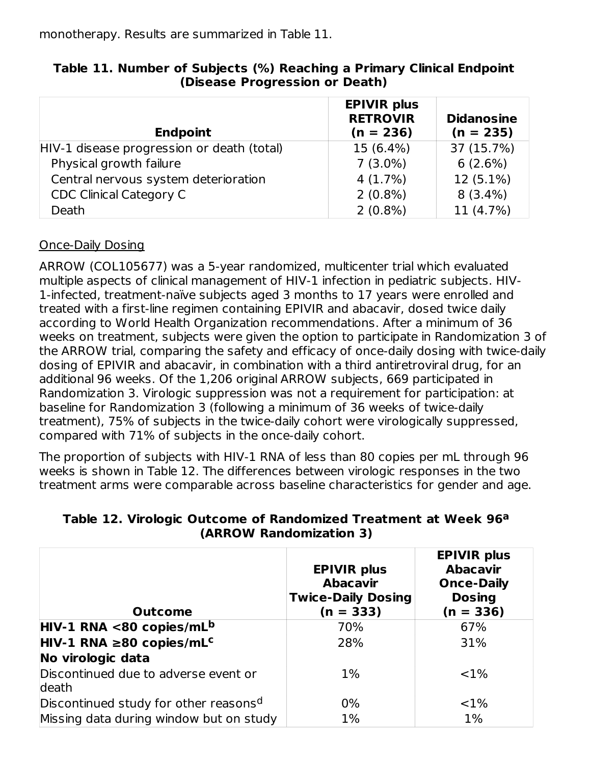monotherapy. Results are summarized in Table 11.

**Table 11. Number of Subjects (%) Reaching a Primary Clinical Endpoint (Disease Progression or Death)**

| Endpoint | EPIVIR plus RETROVIR (n = 236) | Didanosine (n = 235) |
|---|---|---|
| HIV-1 disease progression or death (total) | 15 (6.4%) | 37 (15.7%) |
| Physical growth failure | 7 (3.0%) | 6 (2.6%) |
| Central nervous system deterioration | 4 (1.7%) | 12 (5.1%) |
| CDC Clinical Category C | 2 (0.8%) | 8 (3.4%) |
| Death | 2 (0.8%) | 11 (4.7%) |

Once-Daily Dosing

ARROW (COL105677) was a 5-year randomized, multicenter trial which evaluated multiple aspects of clinical management of HIV-1 infection in pediatric subjects. HIV-1-infected, treatment-naïve subjects aged 3 months to 17 years were enrolled and treated with a first-line regimen containing EPIVIR and abacavir, dosed twice daily according to World Health Organization recommendations. After a minimum of 36 weeks on treatment, subjects were given the option to participate in Randomization 3 of the ARROW trial, comparing the safety and efficacy of once-daily dosing with twice-daily dosing of EPIVIR and abacavir, in combination with a third antiretroviral drug, for an additional 96 weeks. Of the 1,206 original ARROW subjects, 669 participated in Randomization 3. Virologic suppression was not a requirement for participation: at baseline for Randomization 3 (following a minimum of 36 weeks of twice-daily treatment), 75% of subjects in the twice-daily cohort were virologically suppressed, compared with 71% of subjects in the once-daily cohort.

The proportion of subjects with HIV-1 RNA of less than 80 copies per mL through 96 weeks is shown in Table 12. The differences between virologic responses in the two treatment arms were comparable across baseline characteristics for gender and age.

**Table 12. Virologic Outcome of Randomized Treatment at Week 96[a] (ARROW Randomization 3)**

| Outcome | EPIVIR plus Abacavir Twice-Daily Dosing (n = 333) | EPIVIR plus Abacavir Once-Daily Dosing (n = 336) |
|---|---|---|
| **HIV-1 RNA <80 copies/mL[b]** | 70% | 67% |
| **HIV-1 RNA ≥80 copies/mL[c]** | 28% | 31% |
| **No virologic data** | | |
| Discontinued due to adverse event or death | 1% | <1% |
| Discontinued study for other reasons[d] | 0% | <1% |
| Missing data during window but on study | 1% | 1% |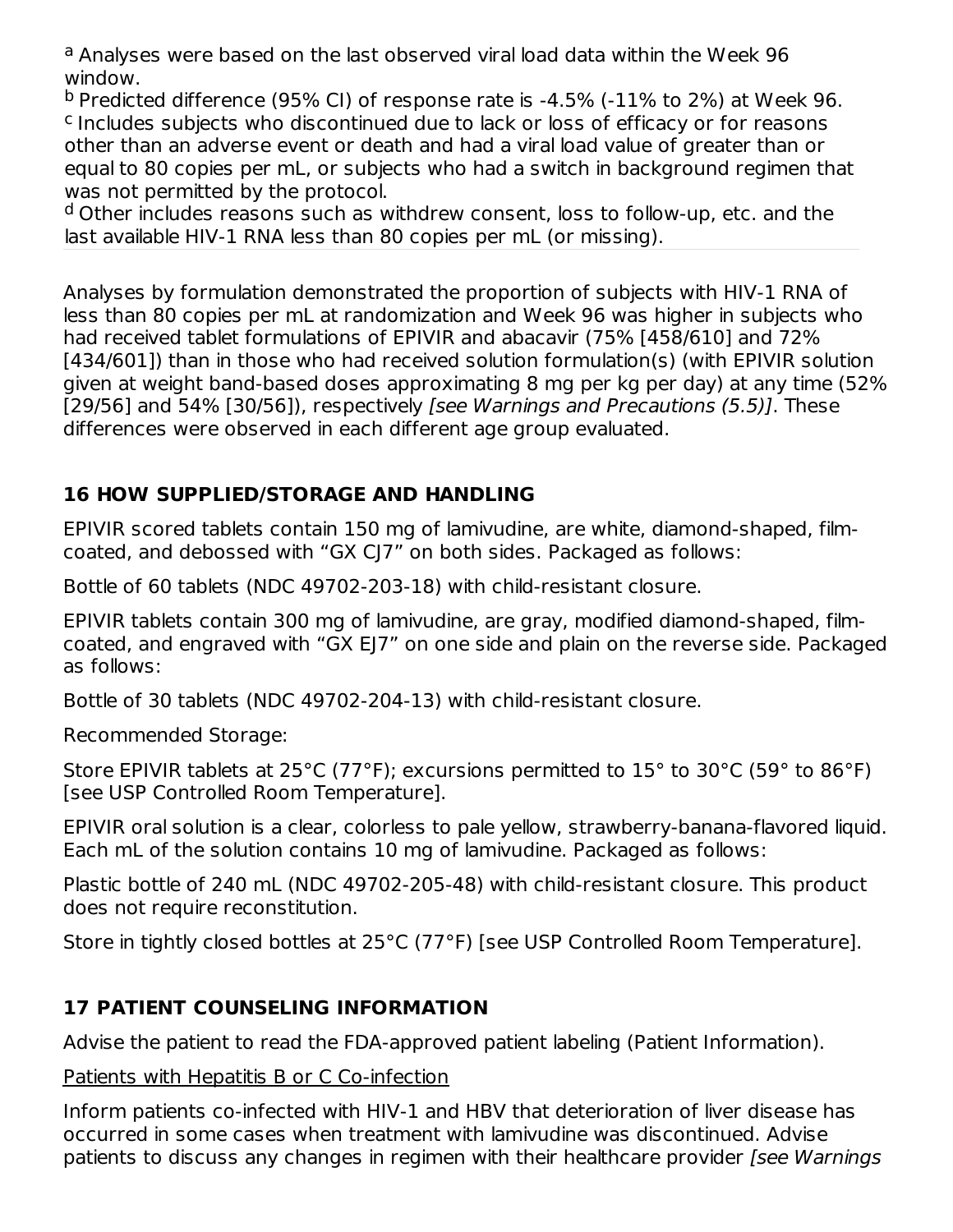[a] Analyses were based on the last observed viral load data within the Week 96 window.

[b] Predicted difference (95% CI) of response rate is -4.5% (-11% to 2%) at Week 96.

[c] Includes subjects who discontinued due to lack or loss of efficacy or for reasons other than an adverse event or death and had a viral load value of greater than or equal to 80 copies per mL, or subjects who had a switch in background regimen that was not permitted by the protocol.

[d] Other includes reasons such as withdrew consent, loss to follow-up, etc. and the last available HIV-1 RNA less than 80 copies per mL (or missing).

Analyses by formulation demonstrated the proportion of subjects with HIV-1 RNA of less than 80 copies per mL at randomization and Week 96 was higher in subjects who had received tablet formulations of EPIVIR and abacavir (75% [458/610] and 72% [434/601]) than in those who had received solution formulation(s) (with EPIVIR solution given at weight band-based doses approximating 8 mg per kg per day) at any time (52% [29/56] and 54% [30/56]), respectively *[see Warnings and Precautions (5.5)]*. These differences were observed in each different age group evaluated.

## 16 HOW SUPPLIED/STORAGE AND HANDLING

EPIVIR scored tablets contain 150 mg of lamivudine, are white, diamond-shaped, film-coated, and debossed with “GX CJ7” on both sides. Packaged as follows:

Bottle of 60 tablets (NDC 49702-203-18) with child-resistant closure.

EPIVIR tablets contain 300 mg of lamivudine, are gray, modified diamond-shaped, film-coated, and engraved with “GX EJ7” on one side and plain on the reverse side. Packaged as follows:

Bottle of 30 tablets (NDC 49702-204-13) with child-resistant closure.

Recommended Storage:

Store EPIVIR tablets at 25°C (77°F); excursions permitted to 15° to 30°C (59° to 86°F) [see USP Controlled Room Temperature].

EPIVIR oral solution is a clear, colorless to pale yellow, strawberry-banana-flavored liquid. Each mL of the solution contains 10 mg of lamivudine. Packaged as follows:

Plastic bottle of 240 mL (NDC 49702-205-48) with child-resistant closure. This product does not require reconstitution.

Store in tightly closed bottles at 25°C (77°F) [see USP Controlled Room Temperature].

## 17 PATIENT COUNSELING INFORMATION

Advise the patient to read the FDA-approved patient labeling (Patient Information).

Patients with Hepatitis B or C Co-infection

Inform patients co-infected with HIV-1 and HBV that deterioration of liver disease has occurred in some cases when treatment with lamivudine was discontinued. Advise patients to discuss any changes in regimen with their healthcare provider *[see Warnings*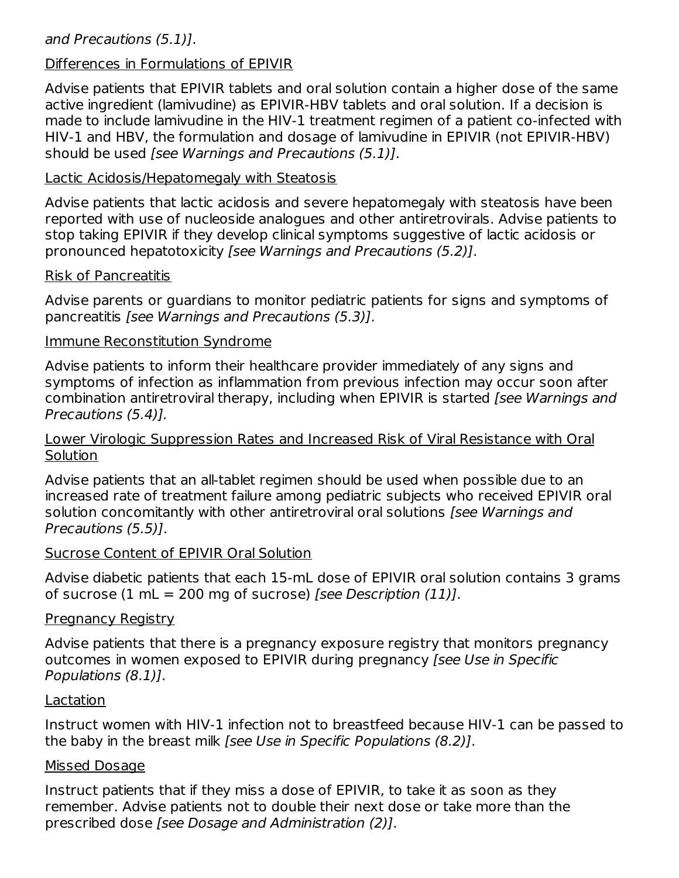*and Precautions (5.1)]*.

Differences in Formulations of EPIVIR

Advise patients that EPIVIR tablets and oral solution contain a higher dose of the same active ingredient (lamivudine) as EPIVIR-HBV tablets and oral solution. If a decision is made to include lamivudine in the HIV-1 treatment regimen of a patient co-infected with HIV-1 and HBV, the formulation and dosage of lamivudine in EPIVIR (not EPIVIR-HBV) should be used *[see Warnings and Precautions (5.1)]*.

Lactic Acidosis/Hepatomegaly with Steatosis

Advise patients that lactic acidosis and severe hepatomegaly with steatosis have been reported with use of nucleoside analogues and other antiretrovirals. Advise patients to stop taking EPIVIR if they develop clinical symptoms suggestive of lactic acidosis or pronounced hepatotoxicity *[see Warnings and Precautions (5.2)]*.

Risk of Pancreatitis

Advise parents or guardians to monitor pediatric patients for signs and symptoms of pancreatitis *[see Warnings and Precautions (5.3)]*.

Immune Reconstitution Syndrome

Advise patients to inform their healthcare provider immediately of any signs and symptoms of infection as inflammation from previous infection may occur soon after combination antiretroviral therapy, including when EPIVIR is started *[see Warnings and Precautions (5.4)].*

Lower Virologic Suppression Rates and Increased Risk of Viral Resistance with Oral Solution

Advise patients that an all-tablet regimen should be used when possible due to an increased rate of treatment failure among pediatric subjects who received EPIVIR oral solution concomitantly with other antiretroviral oral solutions *[see Warnings and Precautions (5.5)]*.

Sucrose Content of EPIVIR Oral Solution

Advise diabetic patients that each 15-mL dose of EPIVIR oral solution contains 3 grams of sucrose (1 mL = 200 mg of sucrose) *[see Description (11)]*.

Pregnancy Registry

Advise patients that there is a pregnancy exposure registry that monitors pregnancy outcomes in women exposed to EPIVIR during pregnancy *[see Use in Specific Populations (8.1)]*.

Lactation

Instruct women with HIV-1 infection not to breastfeed because HIV-1 can be passed to the baby in the breast milk *[see Use in Specific Populations (8.2)]*.

Missed Dosage

Instruct patients that if they miss a dose of EPIVIR, to take it as soon as they remember. Advise patients not to double their next dose or take more than the prescribed dose *[see Dosage and Administration (2)]*.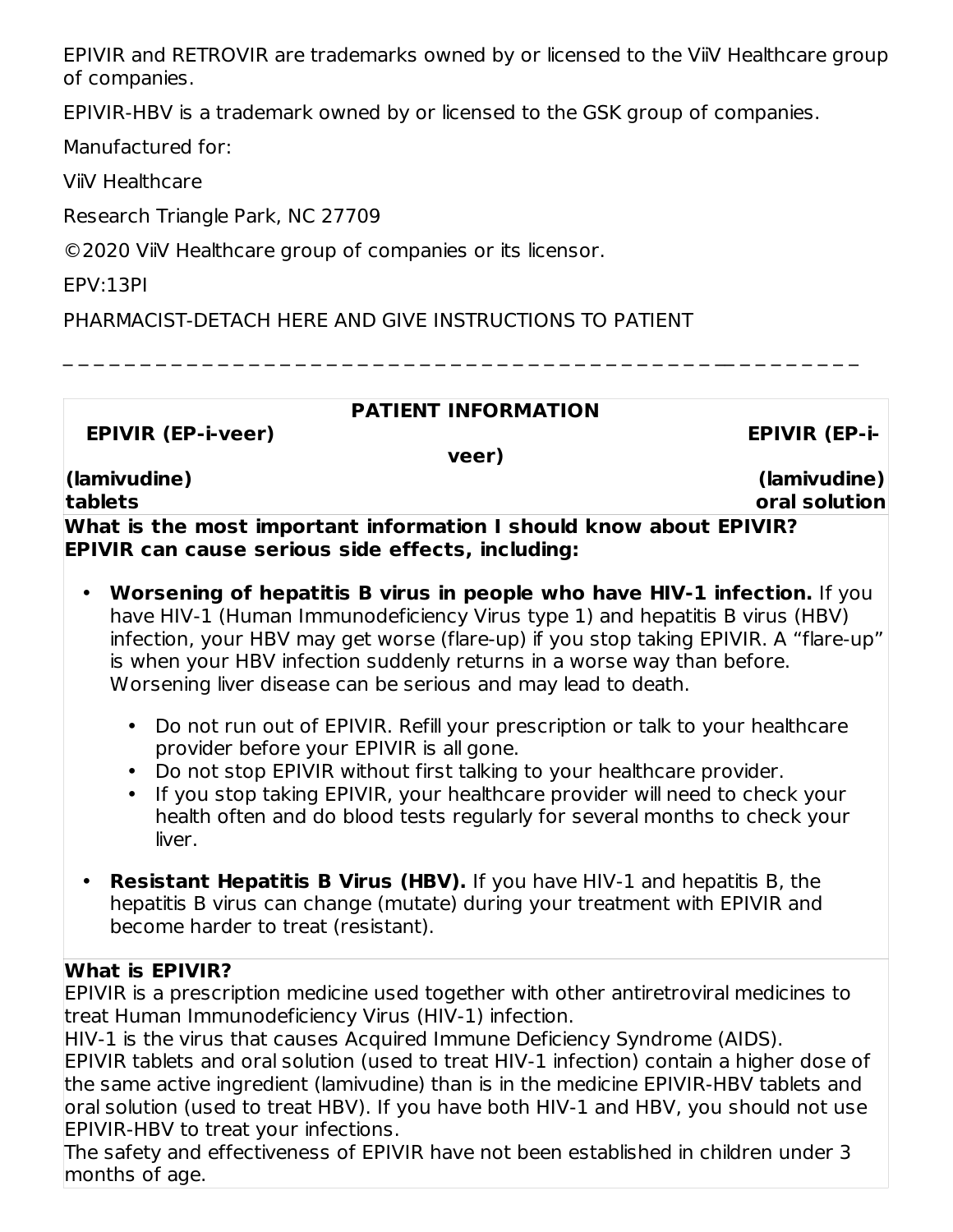EPIVIR and RETROVIR are trademarks owned by or licensed to the ViiV Healthcare group of companies.

EPIVIR-HBV is a trademark owned by or licensed to the GSK group of companies.

Manufactured for:

ViiV Healthcare

Research Triangle Park, NC 27709

©2020 ViiV Healthcare group of companies or its licensor.

EPV:13PI

PHARMACIST-DETACH HERE AND GIVE INSTRUCTIONS TO PATIENT

---

## PATIENT INFORMATION

| **EPIVIR (EP-i-veer)** **(lamivudine)** **tablets** | **EPIVIR (EP-i-veer)** **(lamivudine)** **oral solution** |
|---|---|

**What is the most important information I should know about EPIVIR?**
**EPIVIR can cause serious side effects, including:**

- **Worsening of hepatitis B virus in people who have HIV-1 infection.** If you have HIV-1 (Human Immunodeficiency Virus type 1) and hepatitis B virus (HBV) infection, your HBV may get worse (flare-up) if you stop taking EPIVIR. A "flare-up" is when your HBV infection suddenly returns in a worse way than before. Worsening liver disease can be serious and may lead to death.
    - Do not run out of EPIVIR. Refill your prescription or talk to your healthcare provider before your EPIVIR is all gone.
    - Do not stop EPIVIR without first talking to your healthcare provider.
    - If you stop taking EPIVIR, your healthcare provider will need to check your health often and do blood tests regularly for several months to check your liver.
- **Resistant Hepatitis B Virus (HBV).** If you have HIV-1 and hepatitis B, the hepatitis B virus can change (mutate) during your treatment with EPIVIR and become harder to treat (resistant).

**What is EPIVIR?**
EPIVIR is a prescription medicine used together with other antiretroviral medicines to treat Human Immunodeficiency Virus (HIV-1) infection.
HIV-1 is the virus that causes Acquired Immune Deficiency Syndrome (AIDS).
EPIVIR tablets and oral solution (used to treat HIV-1 infection) contain a higher dose of the same active ingredient (lamivudine) than is in the medicine EPIVIR-HBV tablets and oral solution (used to treat HBV). If you have both HIV-1 and HBV, you should not use EPIVIR-HBV to treat your infections.
The safety and effectiveness of EPIVIR have not been established in children under 3 months of age.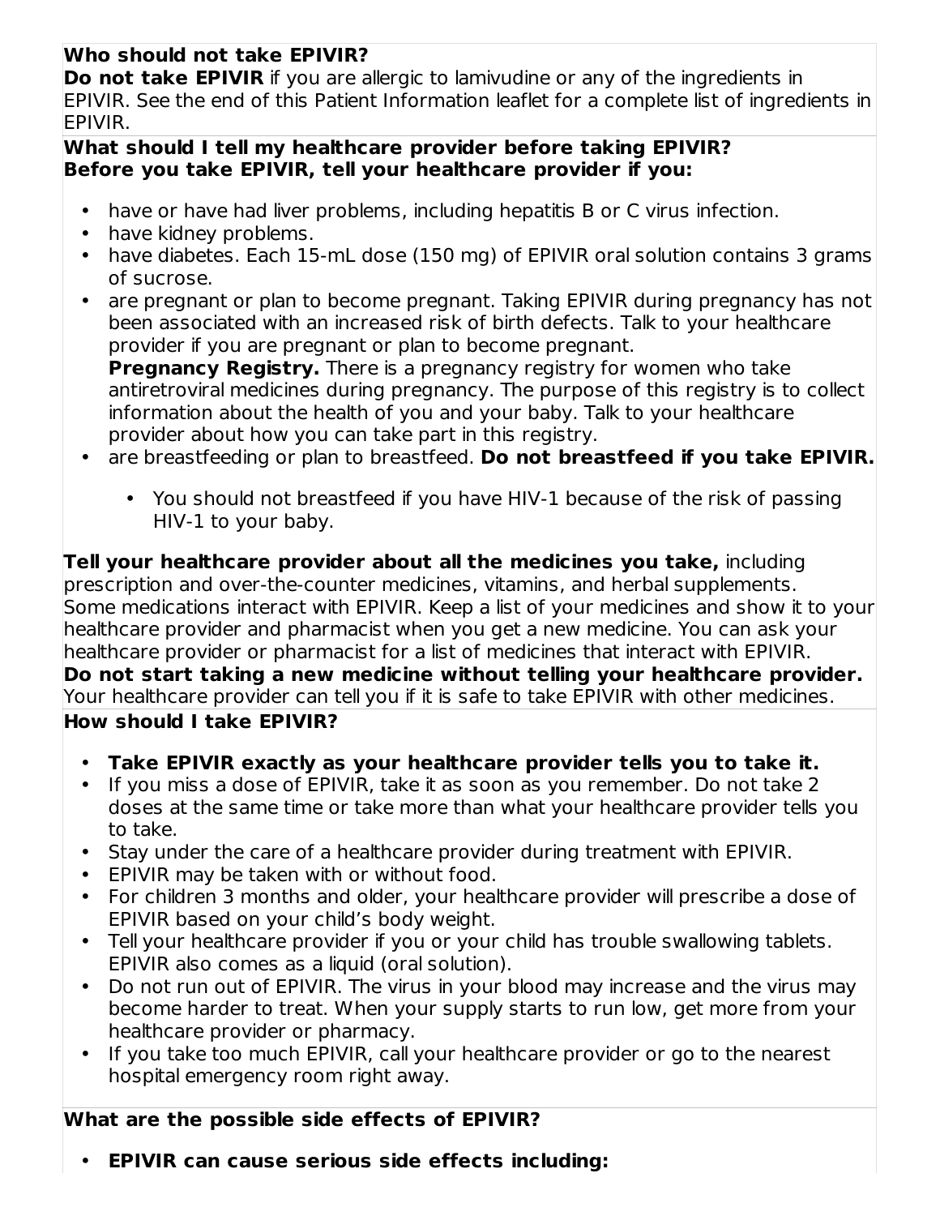**Who should not take EPIVIR?**

**Do not take EPIVIR** if you are allergic to lamivudine or any of the ingredients in EPIVIR. See the end of this Patient Information leaflet for a complete list of ingredients in EPIVIR.

**What should I tell my healthcare provider before taking EPIVIR?**
**Before you take EPIVIR, tell your healthcare provider if you:**

- have or have had liver problems, including hepatitis B or C virus infection.
- have kidney problems.
- have diabetes. Each 15-mL dose (150 mg) of EPIVIR oral solution contains 3 grams of sucrose.
- are pregnant or plan to become pregnant. Taking EPIVIR during pregnancy has not been associated with an increased risk of birth defects. Talk to your healthcare provider if you are pregnant or plan to become pregnant.
  **Pregnancy Registry.** There is a pregnancy registry for women who take antiretroviral medicines during pregnancy. The purpose of this registry is to collect information about the health of you and your baby. Talk to your healthcare provider about how you can take part in this registry.
- are breastfeeding or plan to breastfeed. **Do not breastfeed if you take EPIVIR.**
  - You should not breastfeed if you have HIV-1 because of the risk of passing HIV-1 to your baby.

**Tell your healthcare provider about all the medicines you take,** including prescription and over-the-counter medicines, vitamins, and herbal supplements. Some medications interact with EPIVIR. Keep a list of your medicines and show it to your healthcare provider and pharmacist when you get a new medicine. You can ask your healthcare provider or pharmacist for a list of medicines that interact with EPIVIR.
**Do not start taking a new medicine without telling your healthcare provider.** Your healthcare provider can tell you if it is safe to take EPIVIR with other medicines.

**How should I take EPIVIR?**

- **Take EPIVIR exactly as your healthcare provider tells you to take it.**
- If you miss a dose of EPIVIR, take it as soon as you remember. Do not take 2 doses at the same time or take more than what your healthcare provider tells you to take.
- Stay under the care of a healthcare provider during treatment with EPIVIR.
- EPIVIR may be taken with or without food.
- For children 3 months and older, your healthcare provider will prescribe a dose of EPIVIR based on your child's body weight.
- Tell your healthcare provider if you or your child has trouble swallowing tablets. EPIVIR also comes as a liquid (oral solution).
- Do not run out of EPIVIR. The virus in your blood may increase and the virus may become harder to treat. When your supply starts to run low, get more from your healthcare provider or pharmacy.
- If you take too much EPIVIR, call your healthcare provider or go to the nearest hospital emergency room right away.

**What are the possible side effects of EPIVIR?**

- **EPIVIR can cause serious side effects including:**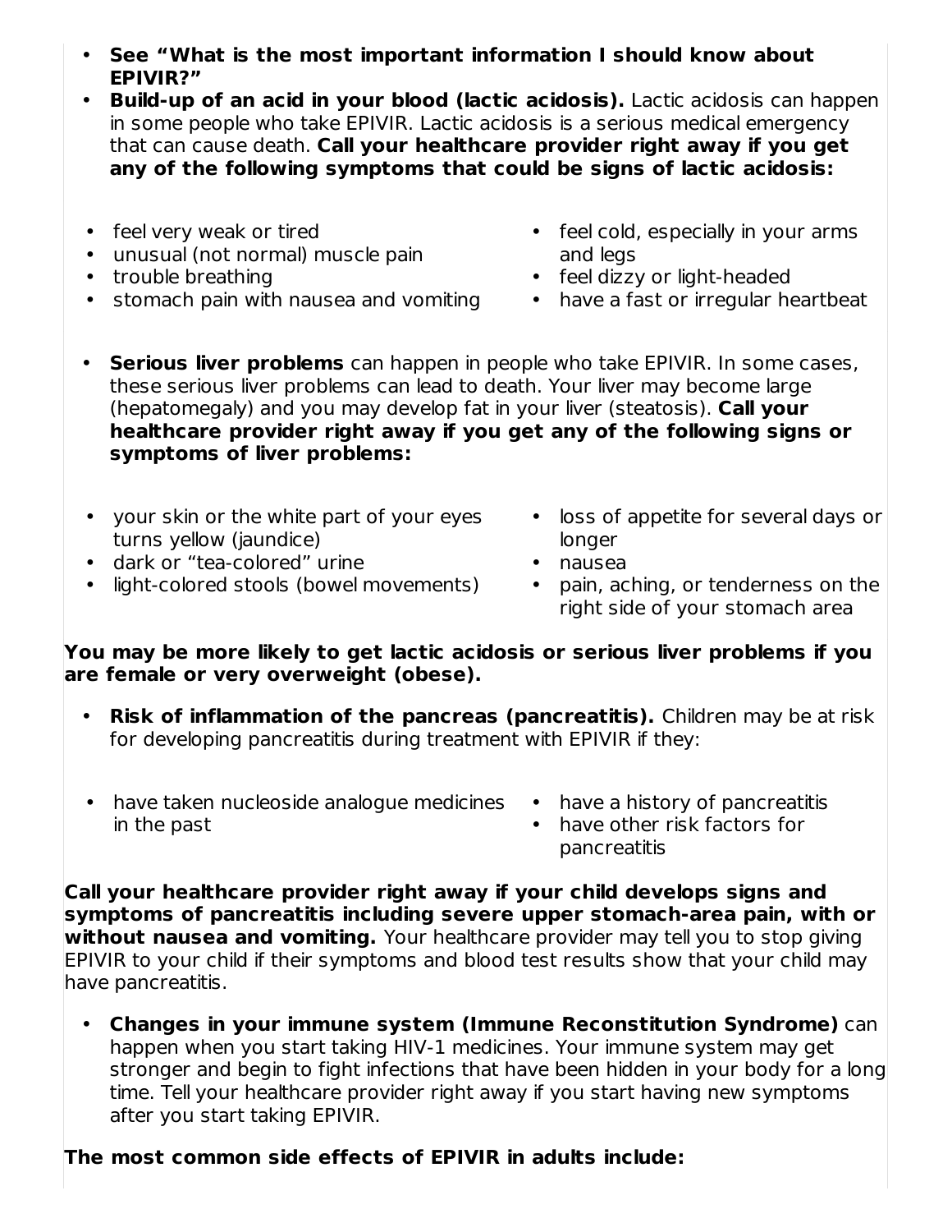- **See "What is the most important information I should know about EPIVIR?"**
- **Build-up of an acid in your blood (lactic acidosis).** Lactic acidosis can happen in some people who take EPIVIR. Lactic acidosis is a serious medical emergency that can cause death. **Call your healthcare provider right away if you get any of the following symptoms that could be signs of lactic acidosis:**

  - feel very weak or tired
  - unusual (not normal) muscle pain
  - trouble breathing
  - stomach pain with nausea and vomiting
  - feel cold, especially in your arms and legs
  - feel dizzy or light-headed
  - have a fast or irregular heartbeat

- **Serious liver problems** can happen in people who take EPIVIR. In some cases, these serious liver problems can lead to death. Your liver may become large (hepatomegaly) and you may develop fat in your liver (steatosis). **Call your healthcare provider right away if you get any of the following signs or symptoms of liver problems:**

  - your skin or the white part of your eyes turns yellow (jaundice)
  - dark or "tea-colored" urine
  - light-colored stools (bowel movements)
  - loss of appetite for several days or longer
  - nausea
  - pain, aching, or tenderness on the right side of your stomach area

**You may be more likely to get lactic acidosis or serious liver problems if you are female or very overweight (obese).**

- **Risk of inflammation of the pancreas (pancreatitis).** Children may be at risk for developing pancreatitis during treatment with EPIVIR if they:

  - have taken nucleoside analogue medicines in the past
  - have a history of pancreatitis
  - have other risk factors for pancreatitis

**Call your healthcare provider right away if your child develops signs and symptoms of pancreatitis including severe upper stomach-area pain, with or without nausea and vomiting.** Your healthcare provider may tell you to stop giving EPIVIR to your child if their symptoms and blood test results show that your child may have pancreatitis.

- **Changes in your immune system (Immune Reconstitution Syndrome)** can happen when you start taking HIV-1 medicines. Your immune system may get stronger and begin to fight infections that have been hidden in your body for a long time. Tell your healthcare provider right away if you start having new symptoms after you start taking EPIVIR.

**The most common side effects of EPIVIR in adults include:**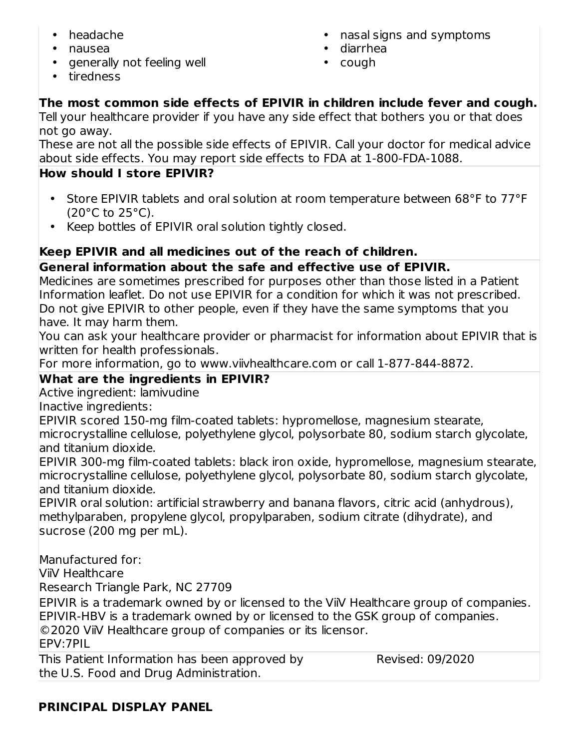- headache
- nausea
- generally not feeling well
- tiredness
- nasal signs and symptoms
- diarrhea
- cough

**The most common side effects of EPIVIR in children include fever and cough.**
Tell your healthcare provider if you have any side effect that bothers you or that does not go away.
These are not all the possible side effects of EPIVIR. Call your doctor for medical advice about side effects. You may report side effects to FDA at 1-800-FDA-1088.

**How should I store EPIVIR?**

- Store EPIVIR tablets and oral solution at room temperature between 68°F to 77°F (20°C to 25°C).
- Keep bottles of EPIVIR oral solution tightly closed.

**Keep EPIVIR and all medicines out of the reach of children.**

**General information about the safe and effective use of EPIVIR.**
Medicines are sometimes prescribed for purposes other than those listed in a Patient Information leaflet. Do not use EPIVIR for a condition for which it was not prescribed. Do not give EPIVIR to other people, even if they have the same symptoms that you have. It may harm them.
You can ask your healthcare provider or pharmacist for information about EPIVIR that is written for health professionals.
For more information, go to www.viivhealthcare.com or call 1-877-844-8872.

**What are the ingredients in EPIVIR?**
Active ingredient: lamivudine
Inactive ingredients:
EPIVIR scored 150-mg film-coated tablets: hypromellose, magnesium stearate, microcrystalline cellulose, polyethylene glycol, polysorbate 80, sodium starch glycolate, and titanium dioxide.
EPIVIR 300-mg film-coated tablets: black iron oxide, hypromellose, magnesium stearate, microcrystalline cellulose, polyethylene glycol, polysorbate 80, sodium starch glycolate, and titanium dioxide.
EPIVIR oral solution: artificial strawberry and banana flavors, citric acid (anhydrous), methylparaben, propylene glycol, propylparaben, sodium citrate (dihydrate), and sucrose (200 mg per mL).

Manufactured for:
ViiV Healthcare
Research Triangle Park, NC 27709
EPIVIR is a trademark owned by or licensed to the ViiV Healthcare group of companies.
EPIVIR-HBV is a trademark owned by or licensed to the GSK group of companies.
©2020 ViiV Healthcare group of companies or its licensor.
EPV:7PIL

This Patient Information has been approved by the U.S. Food and Drug Administration. Revised: 09/2020

**PRINCIPAL DISPLAY PANEL**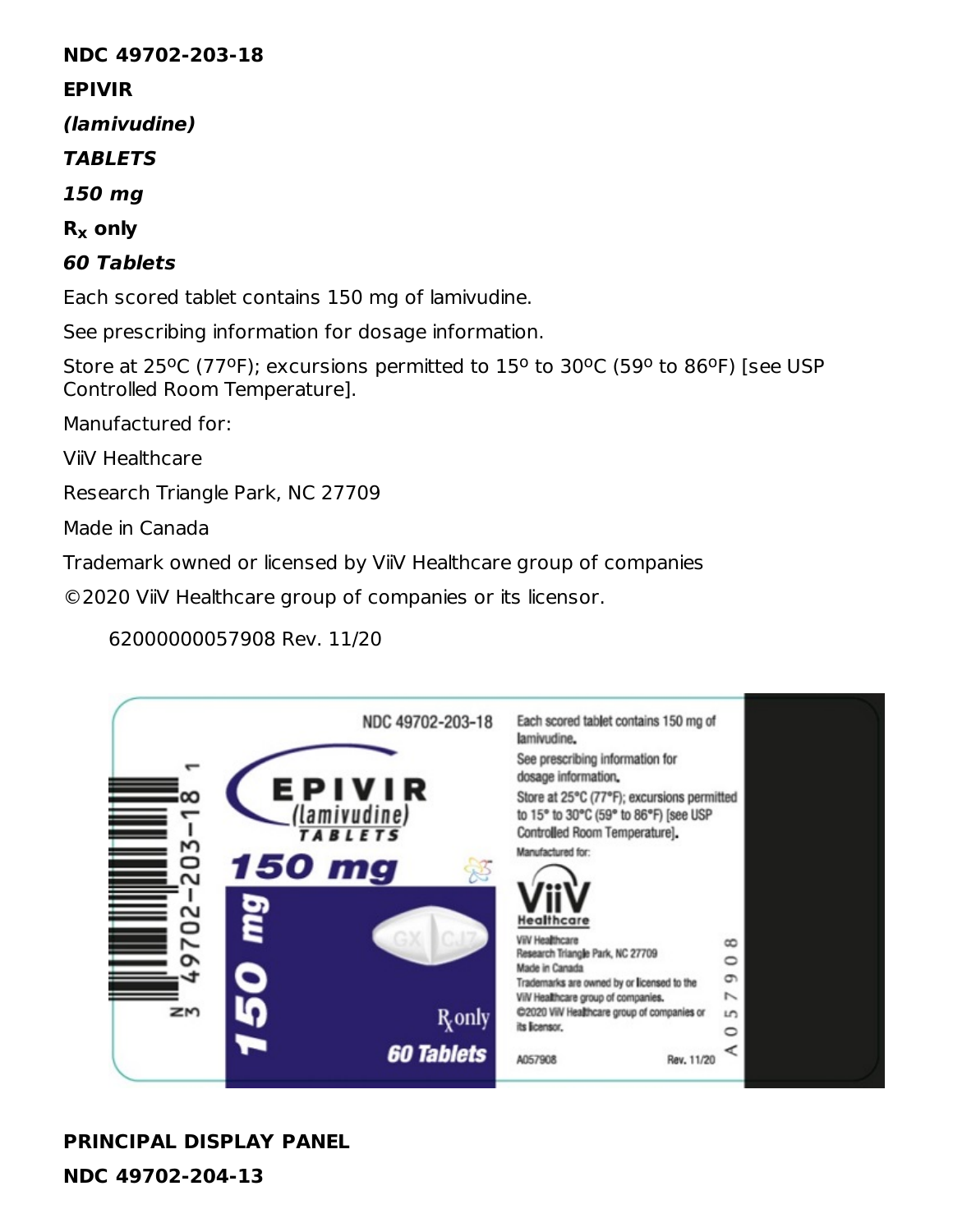**NDC 49702-203-18**

**EPIVIR**

***(lamivudine)***

***TABLETS***

***150 mg***

**$R_x$ only**

***60 Tablets***

Each scored tablet contains 150 mg of lamivudine.

See prescribing information for dosage information.

Store at 25ºC (77ºF); excursions permitted to 15º to 30ºC (59º to 86ºF) [see USP Controlled Room Temperature].

Manufactured for:

ViiV Healthcare

Research Triangle Park, NC 27709

Made in Canada

Trademark owned or licensed by ViiV Healthcare group of companies

©2020 ViiV Healthcare group of companies or its licensor.

62000000057908 Rev. 11/20

**PRINCIPAL DISPLAY PANEL**

**NDC 49702-204-13**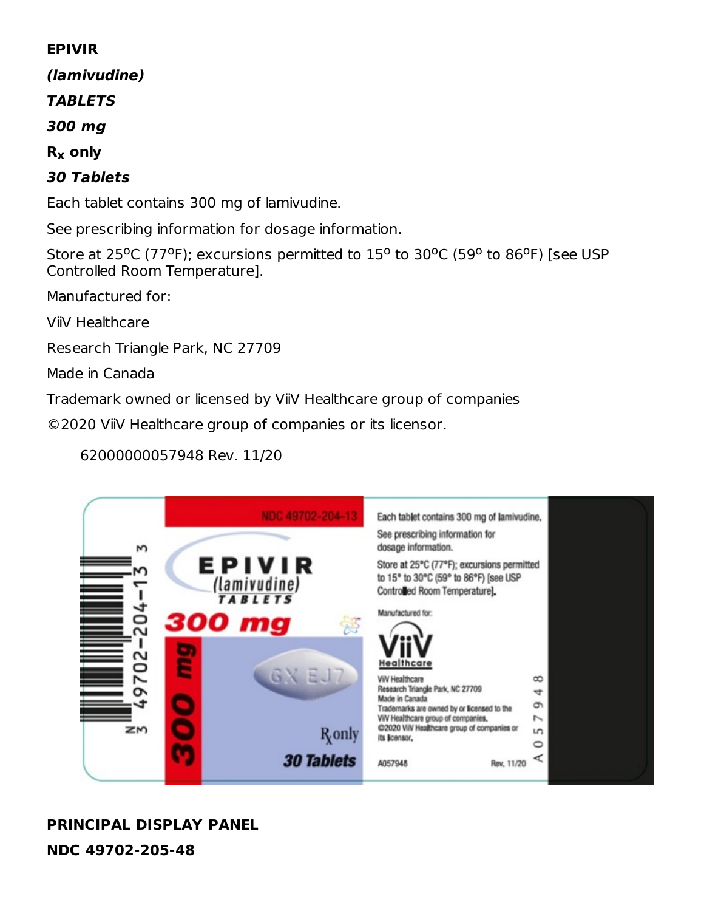**EPIVIR**

***(lamivudine)***

***TABLETS***

***300 mg***

**$R_x$ only**

***30 Tablets***

Each tablet contains 300 mg of lamivudine.

See prescribing information for dosage information.

Store at 25°C (77°F); excursions permitted to 15° to 30°C (59° to 86°F) [see USP Controlled Room Temperature].

Manufactured for:

ViiV Healthcare

Research Triangle Park, NC 27709

Made in Canada

Trademark owned or licensed by ViiV Healthcare group of companies

©2020 ViiV Healthcare group of companies or its licensor.

62000000057948 Rev. 11/20

**PRINCIPAL DISPLAY PANEL**

**NDC 49702-205-48**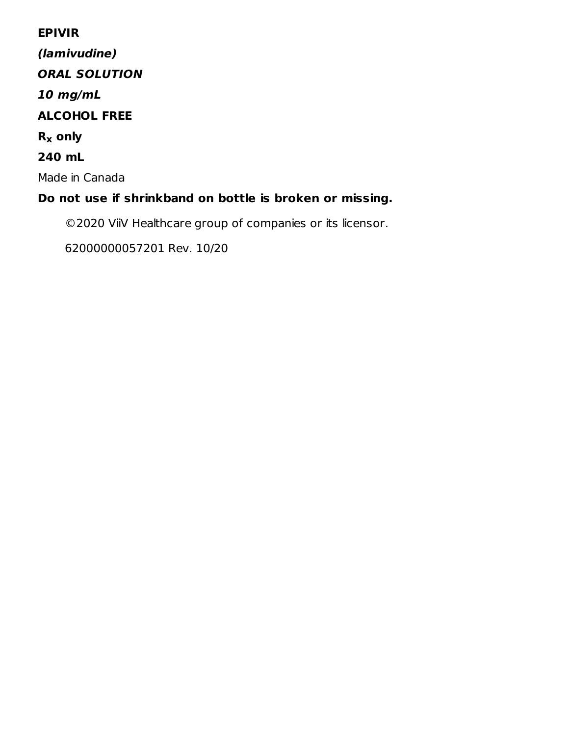**EPIVIR**

***(lamivudine)***

***ORAL SOLUTION***

***10 mg/mL***

**ALCOHOL FREE**

**$R_x$ only**

**240 mL**

Made in Canada

**Do not use if shrinkband on bottle is broken or missing.**

©2020 ViiV Healthcare group of companies or its licensor.

62000000057201 Rev. 10/20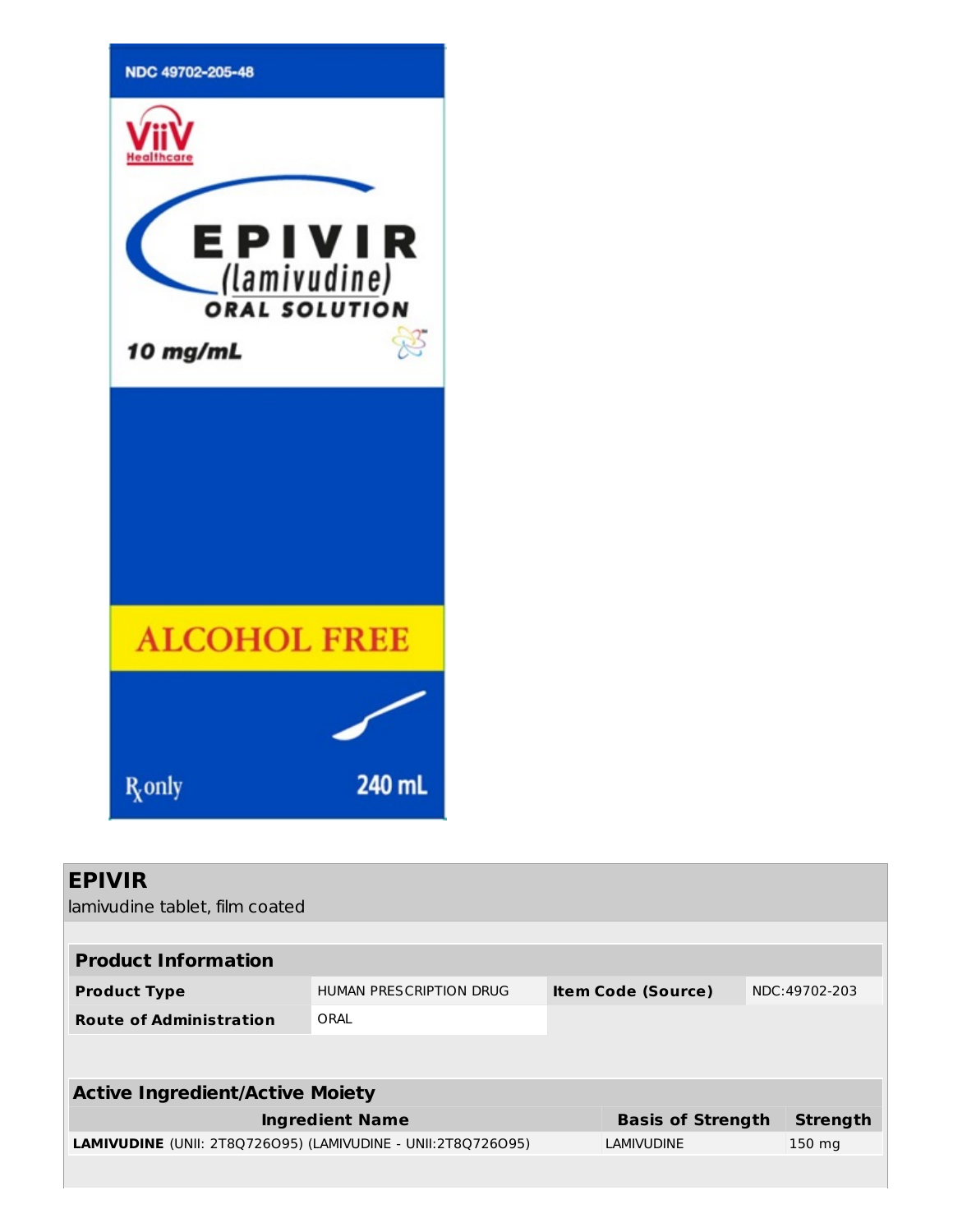NDC 49702-205-48

ViiV Healthcare

EPIVIR (lamivudine) ORAL SOLUTION

10 mg/mL

ALCOHOL FREE

Rx only

240 mL

## EPIVIR

lamivudine tablet, film coated

| Product Information | | | |
|---|---|---|---|
| **Product Type** | HUMAN PRESCRIPTION DRUG | **Item Code (Source)** | NDC:49702-203 |
| **Route of Administration** | ORAL | | |

| Active Ingredient/Active Moiety | | |
|---|---|---|
| **Ingredient Name** | **Basis of Strength** | **Strength** |
| **LAMIVUDINE** (UNII: 2T8Q726O95) (LAMIVUDINE - UNII:2T8Q726O95) | LAMIVUDINE | 150 mg |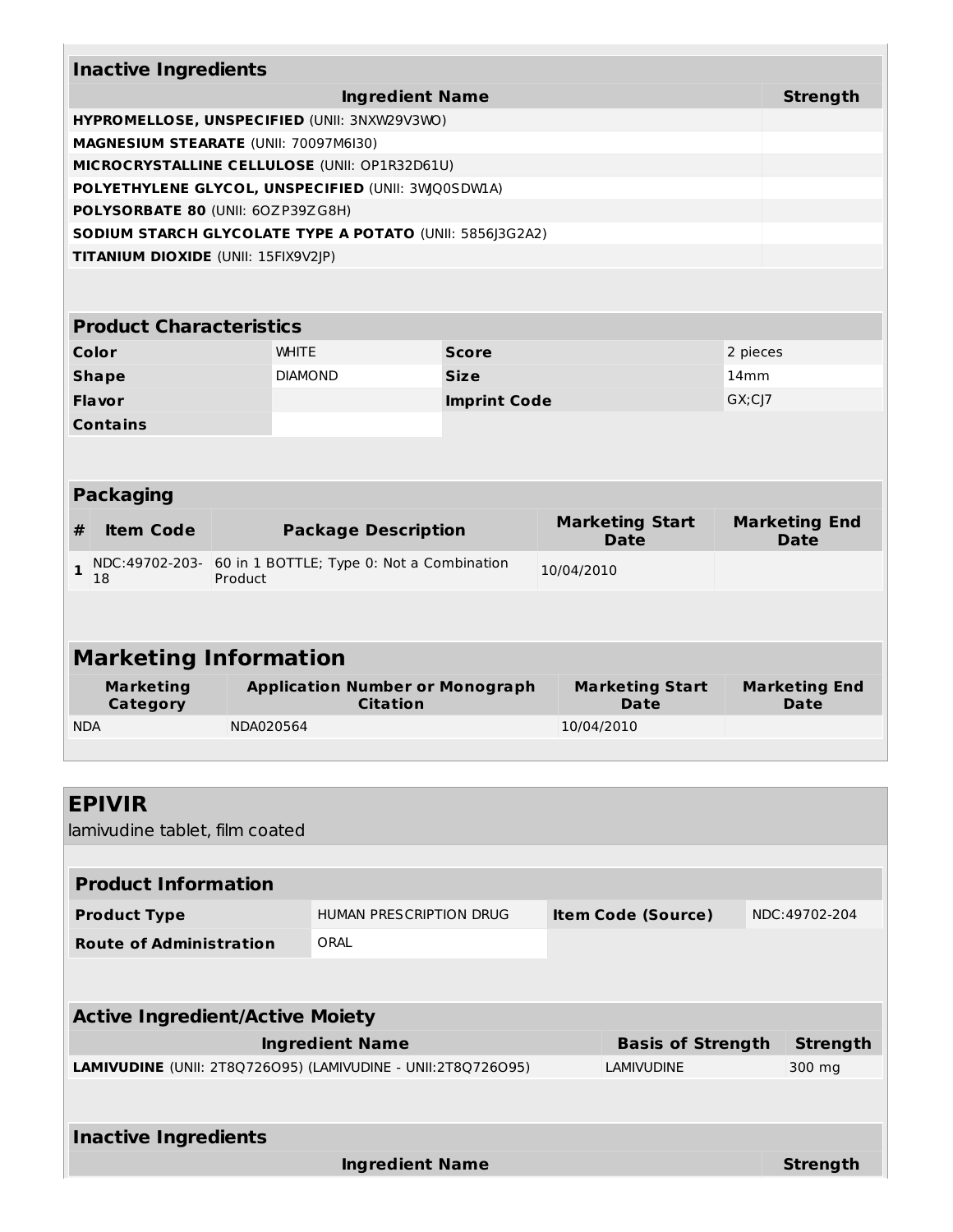### Inactive Ingredients

| Ingredient Name | Strength |
|---|---|
| **HYPROMELLOSE, UNSPECIFIED** (UNII: 3NXW29V3WO) | |
| **MAGNESIUM STEARATE** (UNII: 70097M6I30) | |
| **MICROCRYSTALLINE CELLULOSE** (UNII: OP1R32D61U) | |
| **POLYETHYLENE GLYCOL, UNSPECIFIED** (UNII: 3WQ0SDW1A) | |
| **POLYSORBATE 80** (UNII: 6OZP39ZG8H) | |
| **SODIUM STARCH GLYCOLATE TYPE A POTATO** (UNII: 5856J3G2A2) | |
| **TITANIUM DIOXIDE** (UNII: 15FIX9V2JP) | |

### Product Characteristics

| | | | |
|---|---|---|---|
| **Color** | WHITE | **Score** | 2 pieces |
| **Shape** | DIAMOND | **Size** | 14mm |
| **Flavor** | | **Imprint Code** | GX;CJ7 |
| **Contains** | | | |

### Packaging

| # | Item Code | Package Description | Marketing Start Date | Marketing End Date |
|---|---|---|---|---|
| 1 | NDC:49702-203-18 | 60 in 1 BOTTLE; Type 0: Not a Combination Product | 10/04/2010 | |

### Marketing Information

| Marketing Category | Application Number or Monograph Citation | Marketing Start Date | Marketing End Date |
|---|---|---|---|
| NDA | NDA020564 | 10/04/2010 | |

## EPIVIR

lamivudine tablet, film coated

### Product Information

| | | | |
|---|---|---|---|
| **Product Type** | HUMAN PRESCRIPTION DRUG | **Item Code (Source)** | NDC:49702-204 |
| **Route of Administration** | ORAL | | |

### Active Ingredient/Active Moiety

| Ingredient Name | Basis of Strength | Strength |
|---|---|---|
| **LAMIVUDINE** (UNII: 2T8Q726O95) (LAMIVUDINE - UNII:2T8Q726O95) | LAMIVUDINE | 300 mg |

### Inactive Ingredients

| Ingredient Name | Strength |
|---|---|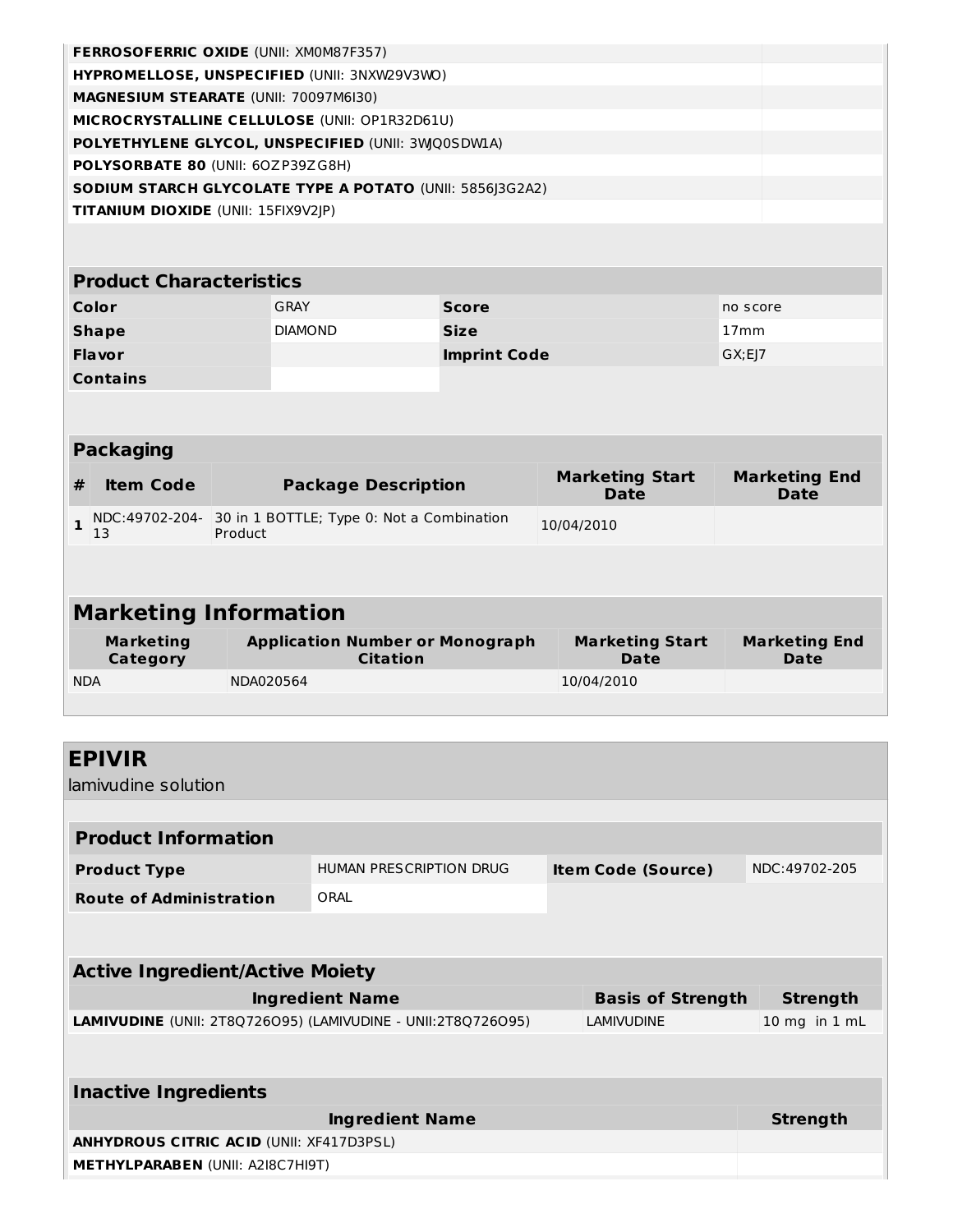| Ingredient Name | Strength |
| --- | --- |
| **FERROSOFERRIC OXIDE** (UNII: XM0M87F357) | |
| **HYPROMELLOSE, UNSPECIFIED** (UNII: 3NXW29V3WO) | |
| **MAGNESIUM STEARATE** (UNII: 70097M6I30) | |
| **MICROCRYSTALLINE CELLULOSE** (UNII: OP1R32D61U) | |
| **POLYETHYLENE GLYCOL, UNSPECIFIED** (UNII: 3WJQ0SDW1A) | |
| **POLYSORBATE 80** (UNII: 6OZP39ZG8H) | |
| **SODIUM STARCH GLYCOLATE TYPE A POTATO** (UNII: 5856J3G2A2) | |
| **TITANIUM DIOXIDE** (UNII: 15FIX9V2JP) | |

**Product Characteristics**

| | | | |
| --- | --- | --- | --- |
| **Color** | GRAY | **Score** | no score |
| **Shape** | DIAMOND | **Size** | 17mm |
| **Flavor** | | **Imprint Code** | GX;EJ7 |
| **Contains** | | | |

**Packaging**

| # | Item Code | Package Description | Marketing Start Date | Marketing End Date |
| --- | --- | --- | --- | --- |
| 1 | NDC:49702-204-13 | 30 in 1 BOTTLE; Type 0: Not a Combination Product | 10/04/2010 | |

**Marketing Information**

| Marketing Category | Application Number or Monograph Citation | Marketing Start Date | Marketing End Date |
| --- | --- | --- | --- |
| NDA | NDA020564 | 10/04/2010 | |

## EPIVIR

lamivudine solution

**Product Information**

| | | | |
| --- | --- | --- | --- |
| **Product Type** | HUMAN PRESCRIPTION DRUG | **Item Code (Source)** | NDC:49702-205 |
| **Route of Administration** | ORAL | | |

**Active Ingredient/Active Moiety**

| Ingredient Name | Basis of Strength | Strength |
| --- | --- | --- |
| **LAMIVUDINE** (UNII: 2T8Q726O95) (LAMIVUDINE - UNII:2T8Q726O95) | LAMIVUDINE | 10 mg in 1 mL |

**Inactive Ingredients**

| Ingredient Name | Strength |
| --- | --- |
| **ANHYDROUS CITRIC ACID** (UNII: XF417D3PSL) | |
| **METHYLPARABEN** (UNII: A2I8C7HI9T) | |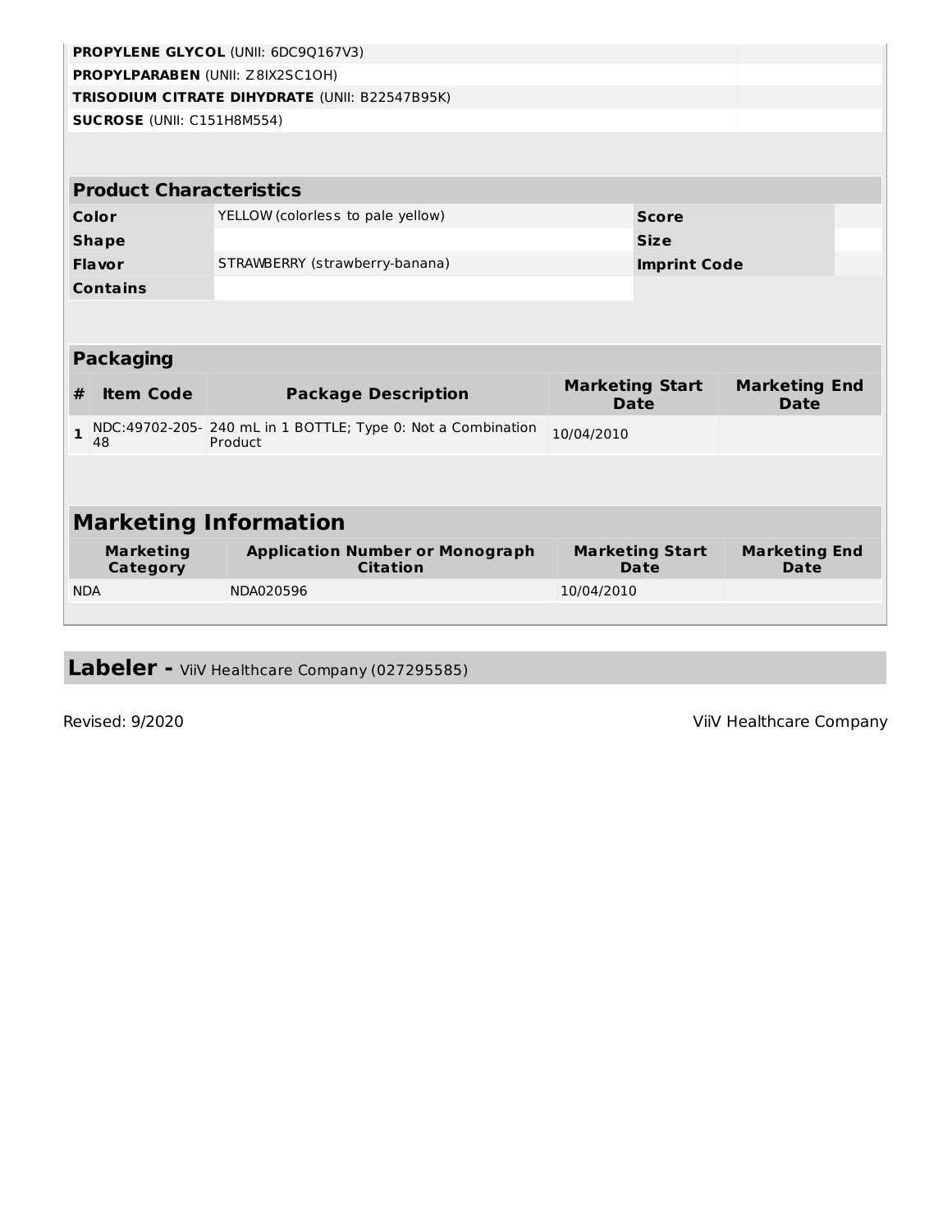| | |
|---|---|
| **PROPYLENE GLYCOL** (UNII: 6DC9Q167V3) | |
| **PROPYLPARABEN** (UNII: Z8IX2SC1OH) | |
| **TRISODIUM CITRATE DIHYDRATE** (UNII: B22547B95K) | |
| **SUCROSE** (UNII: C151H8M554) | |

| Product Characteristics | | | |
|---|---|---|---|
| **Color** | YELLOW (colorless to pale yellow) | **Score** | |
| **Shape** | | **Size** | |
| **Flavor** | STRAWBERRY (strawberry-banana) | **Imprint Code** | |
| **Contains** | | | |

**Packaging**

| # | Item Code | Package Description | Marketing Start Date | Marketing End Date |
|---|---|---|---|---|
| 1 | NDC:49702-205-48 | 240 mL in 1 BOTTLE; Type 0: Not a Combination Product | 10/04/2010 | |

**Marketing Information**

| Marketing Category | Application Number or Monograph Citation | Marketing Start Date | Marketing End Date |
|---|---|---|---|
| NDA | NDA020596 | 10/04/2010 | |

**Labeler -** ViiV Healthcare Company (027295585)

Revised: 9/2020

ViiV Healthcare Company